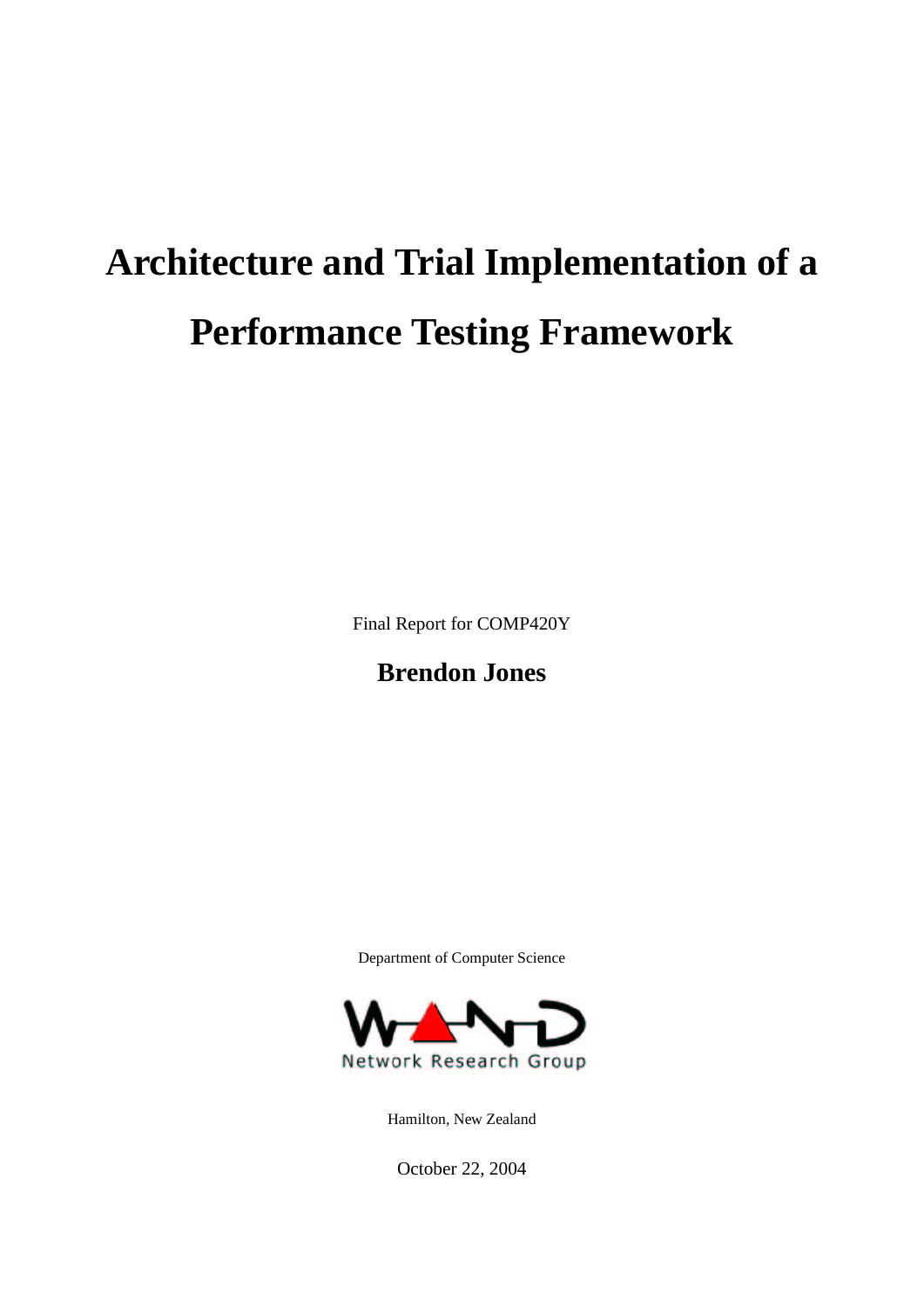# Architecture and Trial Implementation of a Performance Testing Framework

Final Report for COMP420Y

**Brendon Jones**

Department of Computer Science

WAND Network Research Group

Hamilton, New Zealand

October 22, 2004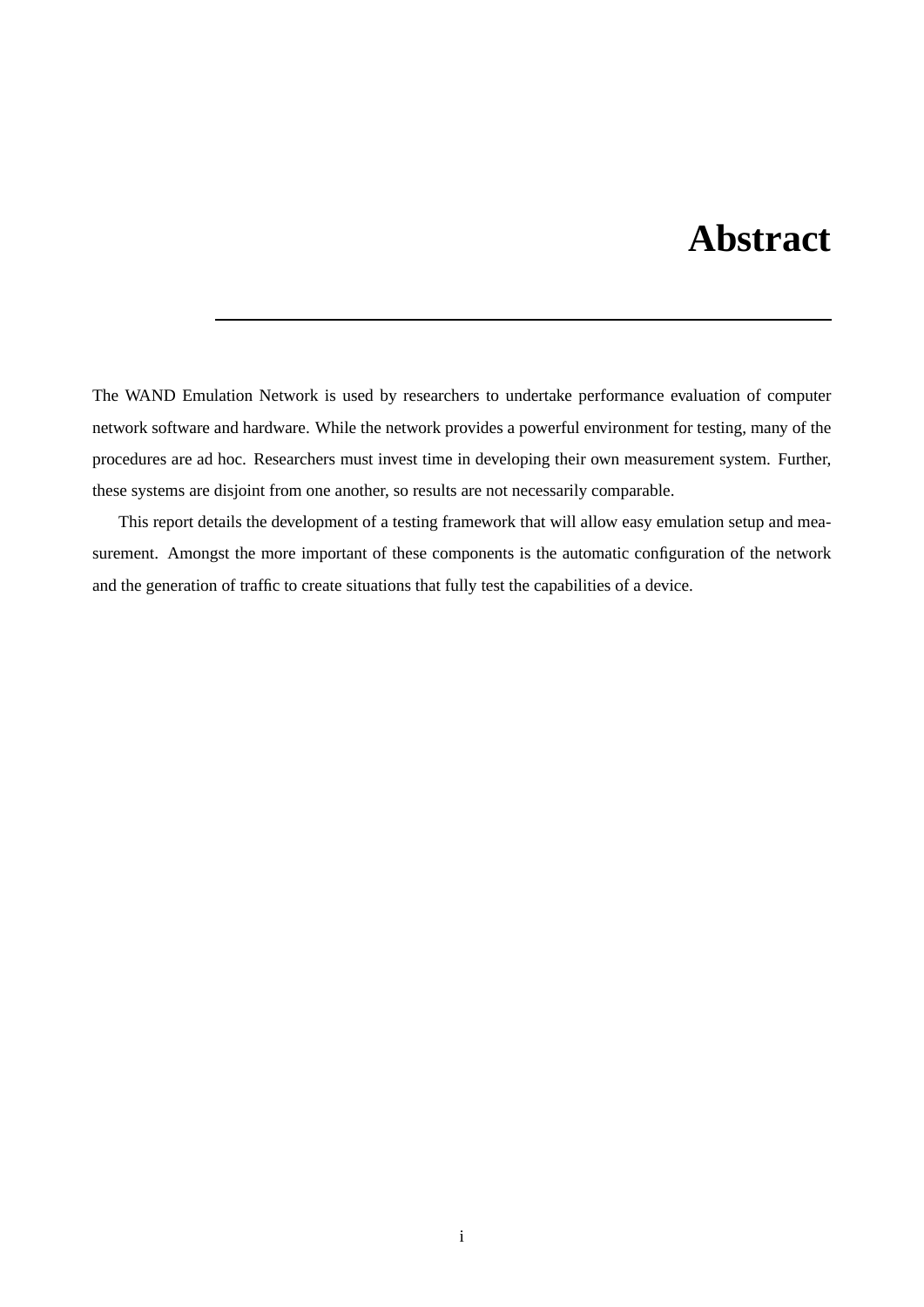# Abstract

The WAND Emulation Network is used by researchers to undertake performance evaluation of computer network software and hardware. While the network provides a powerful environment for testing, many of the procedures are ad hoc. Researchers must invest time in developing their own measurement system. Further, these systems are disjoint from one another, so results are not necessarily comparable.

This report details the development of a testing framework that will allow easy emulation setup and measurement. Amongst the more important of these components is the automatic configuration of the network and the generation of traffic to create situations that fully test the capabilities of a device.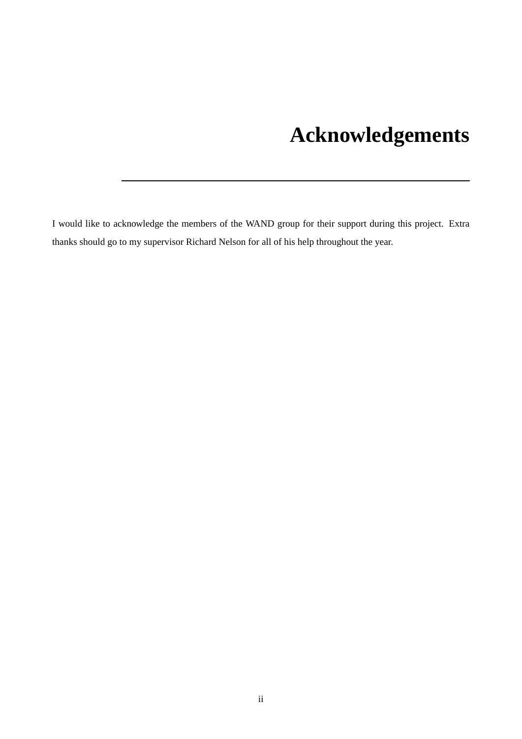# Acknowledgements

I would like to acknowledge the members of the WAND group for their support during this project. Extra thanks should go to my supervisor Richard Nelson for all of his help throughout the year.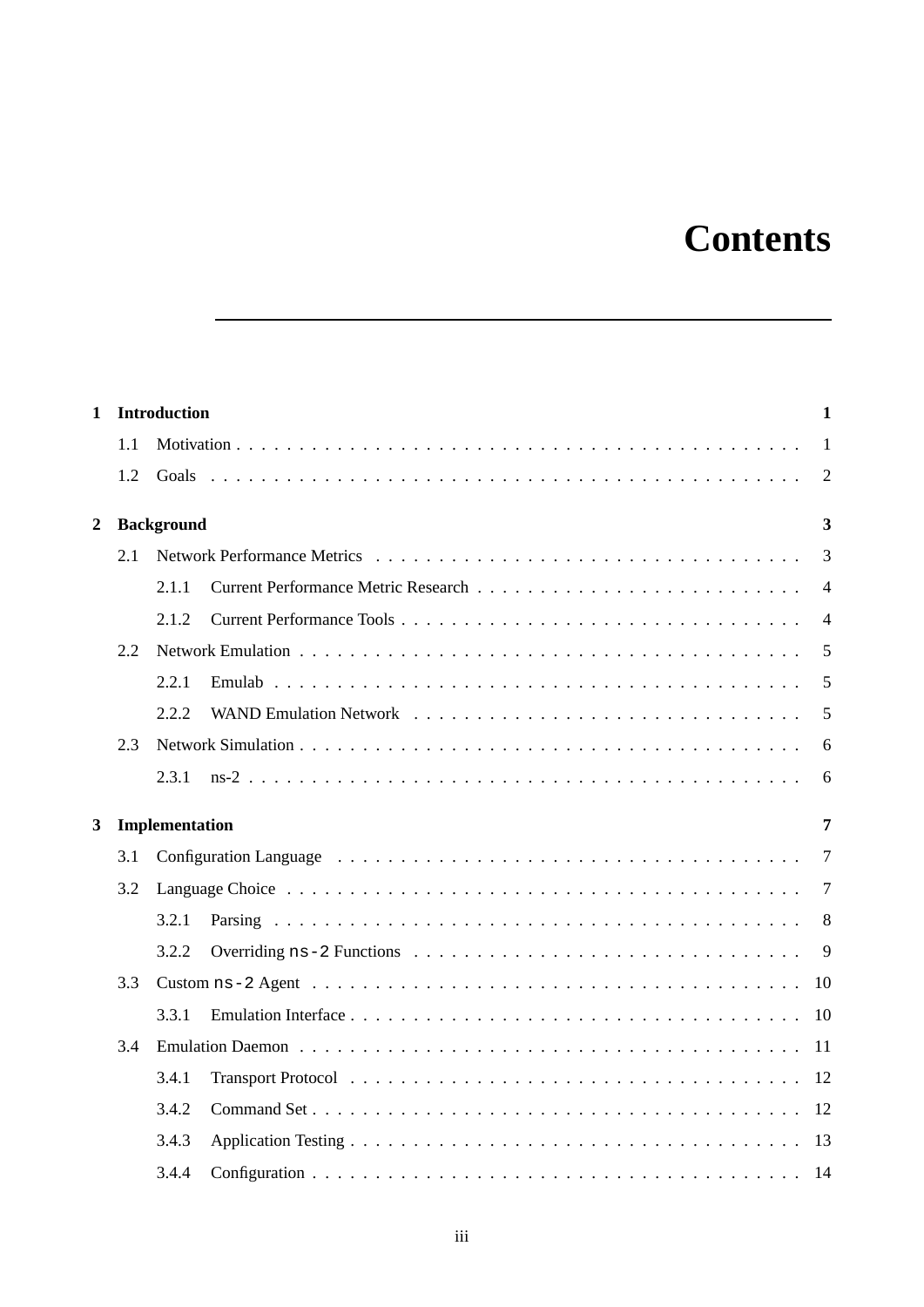# Contents

**1 Introduction** **1**

- 1.1 Motivation . . . . . . . . . . . . . . . . . . . . . . . . . . . . . . . . . . . . . . . . . . . . 1
- 1.2 Goals . . . . . . . . . . . . . . . . . . . . . . . . . . . . . . . . . . . . . . . . . . . . . . . 2

**2 Background** **3**

- 2.1 Network Performance Metrics . . . . . . . . . . . . . . . . . . . . . . . . . . . . . . . . . . 3
  - 2.1.1 Current Performance Metric Research . . . . . . . . . . . . . . . . . . . . . . . . . . 4
  - 2.1.2 Current Performance Tools . . . . . . . . . . . . . . . . . . . . . . . . . . . . . . . . 4
- 2.2 Network Emulation . . . . . . . . . . . . . . . . . . . . . . . . . . . . . . . . . . . . . . . 5
  - 2.2.1 Emulab . . . . . . . . . . . . . . . . . . . . . . . . . . . . . . . . . . . . . . . . . . . 5
  - 2.2.2 WAND Emulation Network . . . . . . . . . . . . . . . . . . . . . . . . . . . . . . . 5
- 2.3 Network Simulation . . . . . . . . . . . . . . . . . . . . . . . . . . . . . . . . . . . . . . . 6
  - 2.3.1 ns-2 . . . . . . . . . . . . . . . . . . . . . . . . . . . . . . . . . . . . . . . . . . . . . 6

**3 Implementation** **7**

- 3.1 Configuration Language . . . . . . . . . . . . . . . . . . . . . . . . . . . . . . . . . . . . 7
- 3.2 Language Choice . . . . . . . . . . . . . . . . . . . . . . . . . . . . . . . . . . . . . . . . 7
  - 3.2.1 Parsing . . . . . . . . . . . . . . . . . . . . . . . . . . . . . . . . . . . . . . . . . . . 8
  - 3.2.2 Overriding `ns-2` Functions . . . . . . . . . . . . . . . . . . . . . . . . . . . . . . . 9
- 3.3 Custom `ns-2` Agent . . . . . . . . . . . . . . . . . . . . . . . . . . . . . . . . . . . . . . 10
  - 3.3.1 Emulation Interface . . . . . . . . . . . . . . . . . . . . . . . . . . . . . . . . . . . . 10
- 3.4 Emulation Daemon . . . . . . . . . . . . . . . . . . . . . . . . . . . . . . . . . . . . . . . 11
  - 3.4.1 Transport Protocol . . . . . . . . . . . . . . . . . . . . . . . . . . . . . . . . . . . . 12
  - 3.4.2 Command Set . . . . . . . . . . . . . . . . . . . . . . . . . . . . . . . . . . . . . . . 12
  - 3.4.3 Application Testing . . . . . . . . . . . . . . . . . . . . . . . . . . . . . . . . . . . . 13
  - 3.4.4 Configuration . . . . . . . . . . . . . . . . . . . . . . . . . . . . . . . . . . . . . . . 14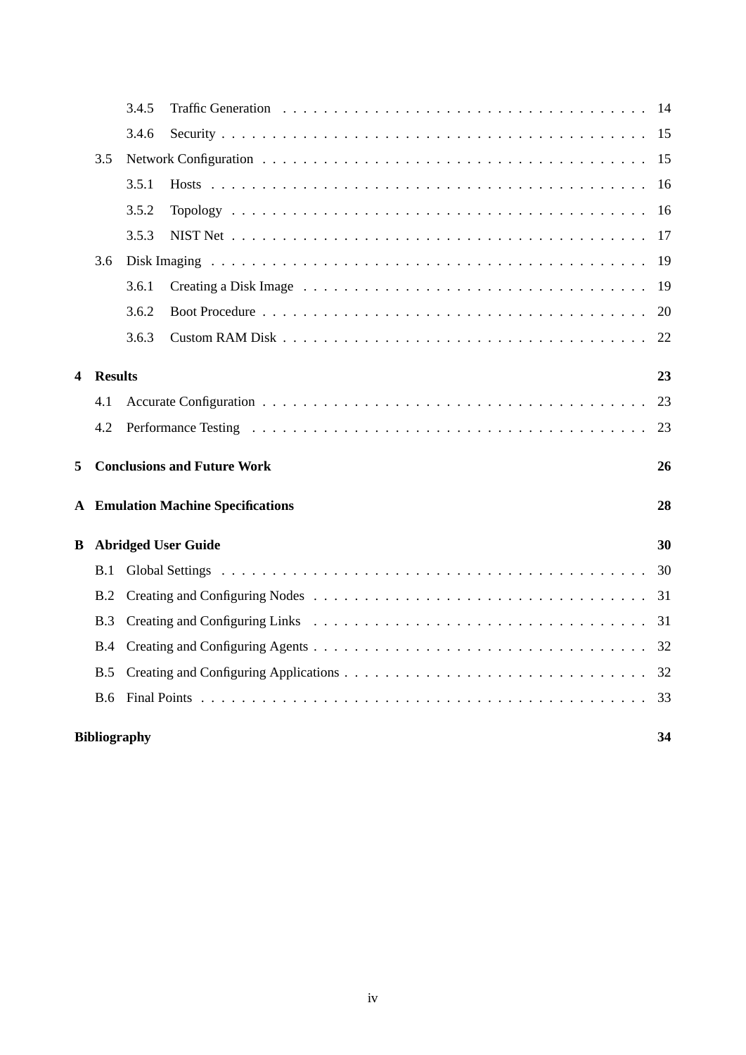- 3.4.5 Traffic Generation . . . . . 14
- 3.4.6 Security . . . . . 15
- 3.5 Network Configuration . . . . . 15
  - 3.5.1 Hosts . . . . . 16
  - 3.5.2 Topology . . . . . 16
  - 3.5.3 NIST Net . . . . . 17
- 3.6 Disk Imaging . . . . . 19
  - 3.6.1 Creating a Disk Image . . . . . 19
  - 3.6.2 Boot Procedure . . . . . 20
  - 3.6.3 Custom RAM Disk . . . . . 22

**4 Results** **23**

- 4.1 Accurate Configuration . . . . . 23
- 4.2 Performance Testing . . . . . 23

**5 Conclusions and Future Work** **26**

**A Emulation Machine Specifications** **28**

**B Abridged User Guide** **30**

- B.1 Global Settings . . . . . 30
- B.2 Creating and Configuring Nodes . . . . . 31
- B.3 Creating and Configuring Links . . . . . 31
- B.4 Creating and Configuring Agents . . . . . 32
- B.5 Creating and Configuring Applications . . . . . 32
- B.6 Final Points . . . . . 33

**Bibliography** **34**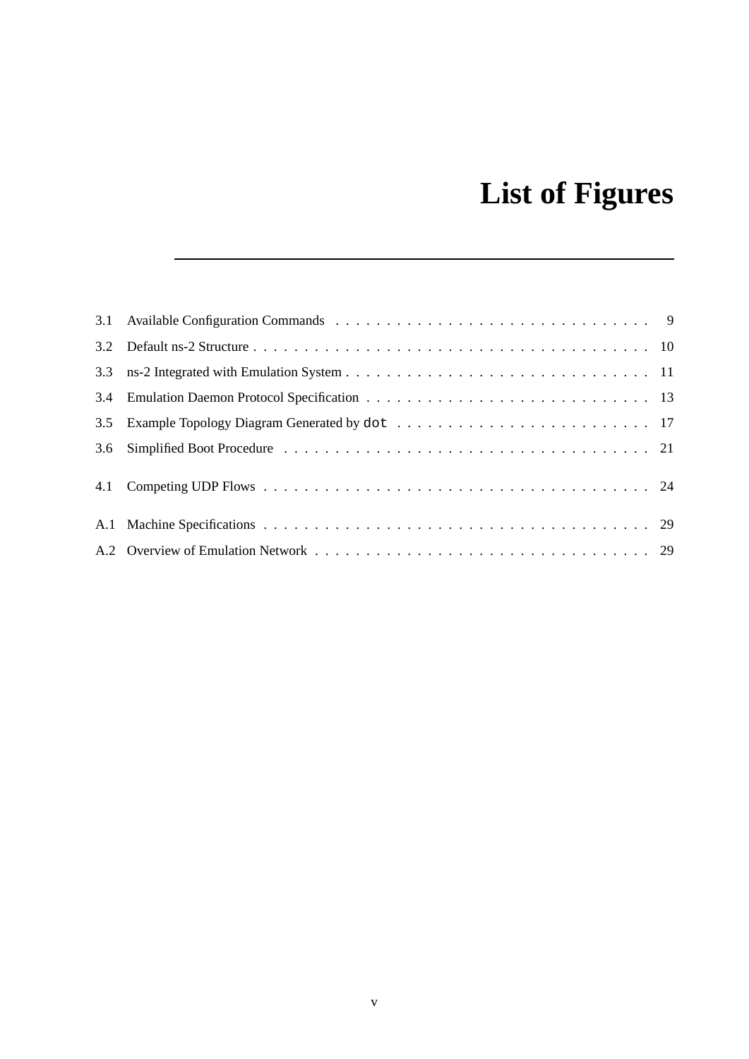# List of Figures

| | | |
|---|---|---|
| 3.1 | Available Configuration Commands | 9 |
| 3.2 | Default ns-2 Structure | 10 |
| 3.3 | ns-2 Integrated with Emulation System | 11 |
| 3.4 | Emulation Daemon Protocol Specification | 13 |
| 3.5 | Example Topology Diagram Generated by `dot` | 17 |
| 3.6 | Simplified Boot Procedure | 21 |
| 4.1 | Competing UDP Flows | 24 |
| A.1 | Machine Specifications | 29 |
| A.2 | Overview of Emulation Network | 29 |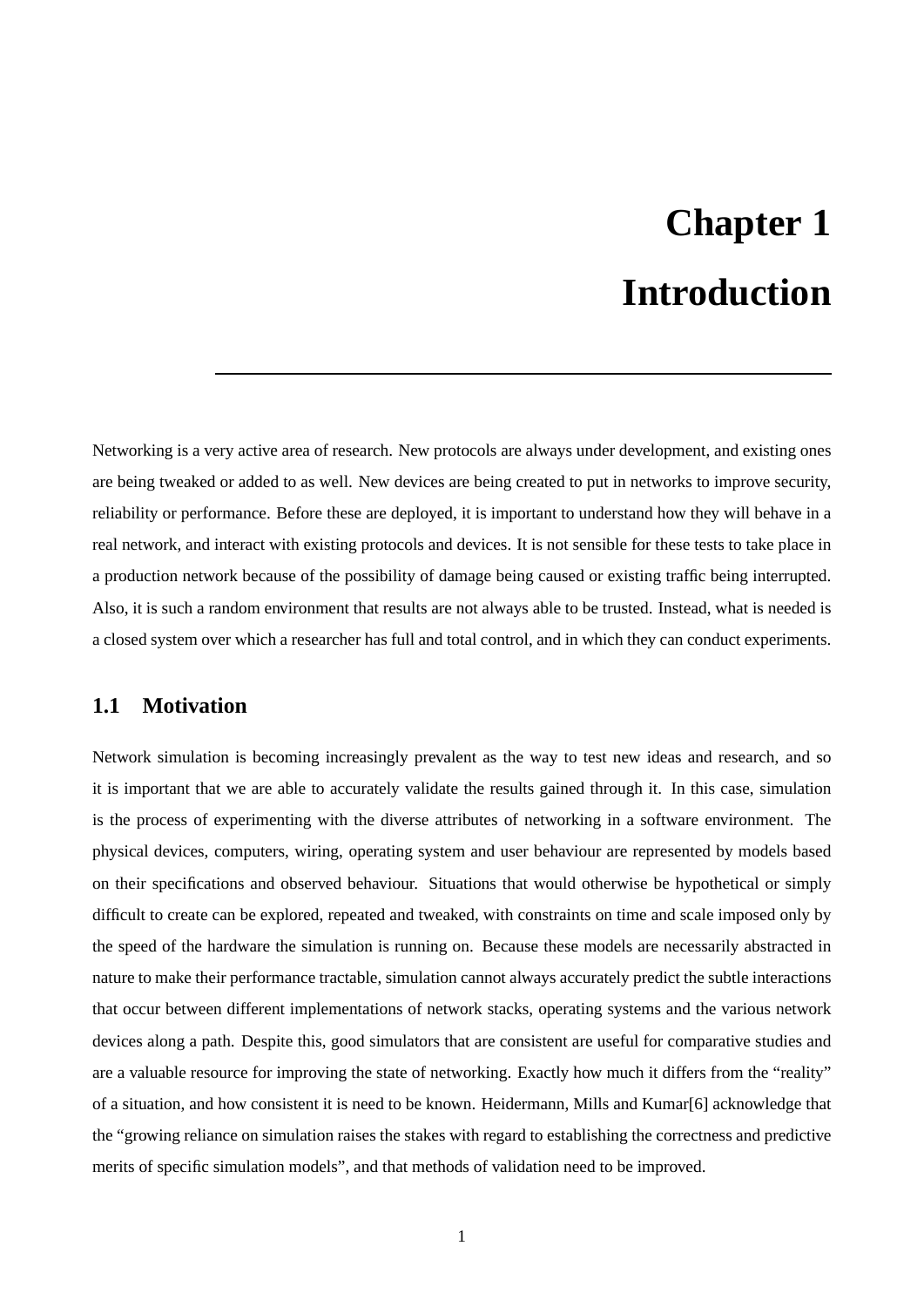# Chapter 1

# Introduction

Networking is a very active area of research. New protocols are always under development, and existing ones are being tweaked or added to as well. New devices are being created to put in networks to improve security, reliability or performance. Before these are deployed, it is important to understand how they will behave in a real network, and interact with existing protocols and devices. It is not sensible for these tests to take place in a production network because of the possibility of damage being caused or existing traffic being interrupted. Also, it is such a random environment that results are not always able to be trusted. Instead, what is needed is a closed system over which a researcher has full and total control, and in which they can conduct experiments.

## 1.1 Motivation

Network simulation is becoming increasingly prevalent as the way to test new ideas and research, and so it is important that we are able to accurately validate the results gained through it. In this case, simulation is the process of experimenting with the diverse attributes of networking in a software environment. The physical devices, computers, wiring, operating system and user behaviour are represented by models based on their specifications and observed behaviour. Situations that would otherwise be hypothetical or simply difficult to create can be explored, repeated and tweaked, with constraints on time and scale imposed only by the speed of the hardware the simulation is running on. Because these models are necessarily abstracted in nature to make their performance tractable, simulation cannot always accurately predict the subtle interactions that occur between different implementations of network stacks, operating systems and the various network devices along a path. Despite this, good simulators that are consistent are useful for comparative studies and are a valuable resource for improving the state of networking. Exactly how much it differs from the "reality" of a situation, and how consistent it is need to be known. Heidermann, Mills and Kumar[6] acknowledge that the "growing reliance on simulation raises the stakes with regard to establishing the correctness and predictive merits of specific simulation models", and that methods of validation need to be improved.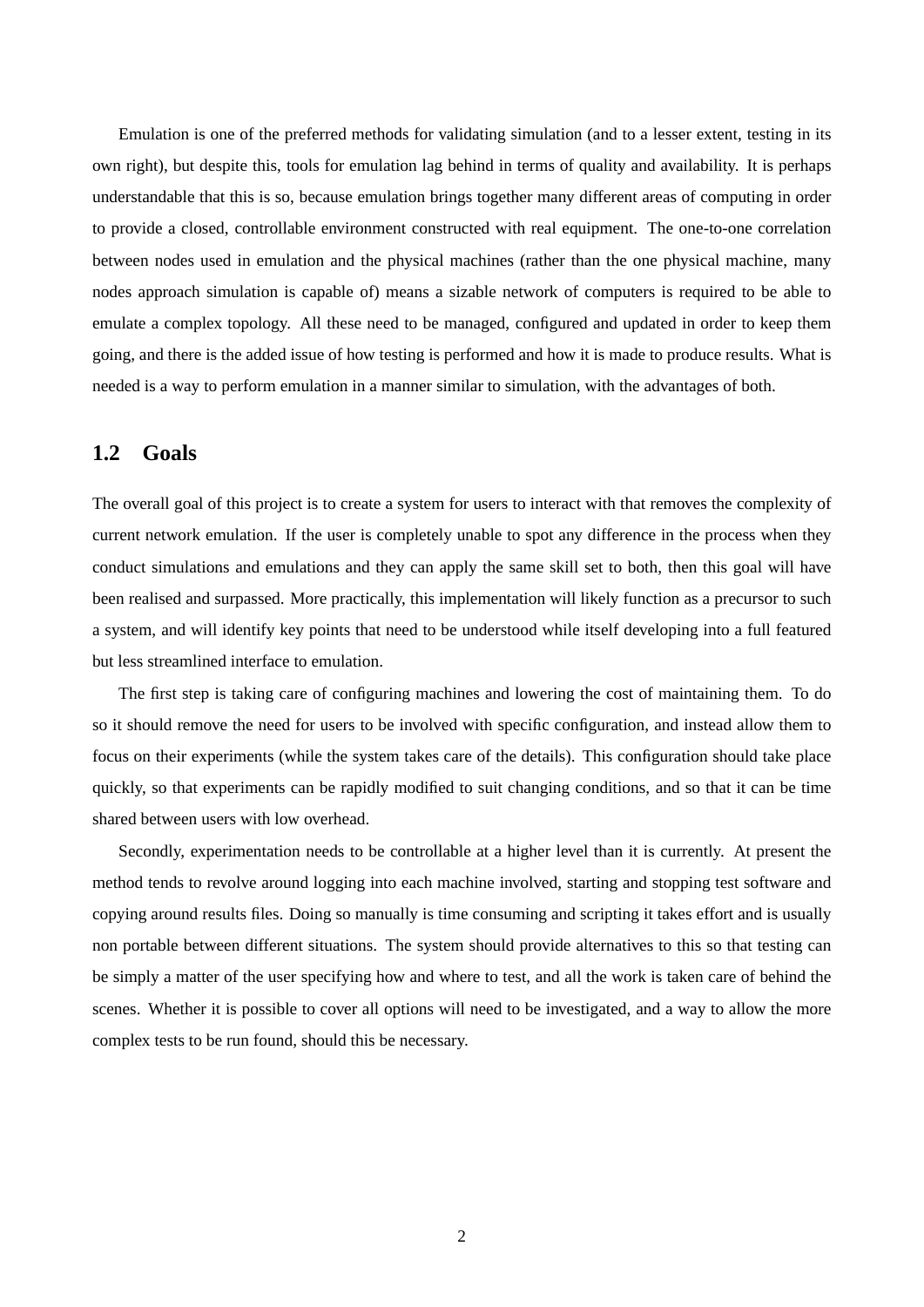Emulation is one of the preferred methods for validating simulation (and to a lesser extent, testing in its own right), but despite this, tools for emulation lag behind in terms of quality and availability. It is perhaps understandable that this is so, because emulation brings together many different areas of computing in order to provide a closed, controllable environment constructed with real equipment. The one-to-one correlation between nodes used in emulation and the physical machines (rather than the one physical machine, many nodes approach simulation is capable of) means a sizable network of computers is required to be able to emulate a complex topology. All these need to be managed, configured and updated in order to keep them going, and there is the added issue of how testing is performed and how it is made to produce results. What is needed is a way to perform emulation in a manner similar to simulation, with the advantages of both.

## 1.2 Goals

The overall goal of this project is to create a system for users to interact with that removes the complexity of current network emulation. If the user is completely unable to spot any difference in the process when they conduct simulations and emulations and they can apply the same skill set to both, then this goal will have been realised and surpassed. More practically, this implementation will likely function as a precursor to such a system, and will identify key points that need to be understood while itself developing into a full featured but less streamlined interface to emulation.

The first step is taking care of configuring machines and lowering the cost of maintaining them. To do so it should remove the need for users to be involved with specific configuration, and instead allow them to focus on their experiments (while the system takes care of the details). This configuration should take place quickly, so that experiments can be rapidly modified to suit changing conditions, and so that it can be time shared between users with low overhead.

Secondly, experimentation needs to be controllable at a higher level than it is currently. At present the method tends to revolve around logging into each machine involved, starting and stopping test software and copying around results files. Doing so manually is time consuming and scripting it takes effort and is usually non portable between different situations. The system should provide alternatives to this so that testing can be simply a matter of the user specifying how and where to test, and all the work is taken care of behind the scenes. Whether it is possible to cover all options will need to be investigated, and a way to allow the more complex tests to be run found, should this be necessary.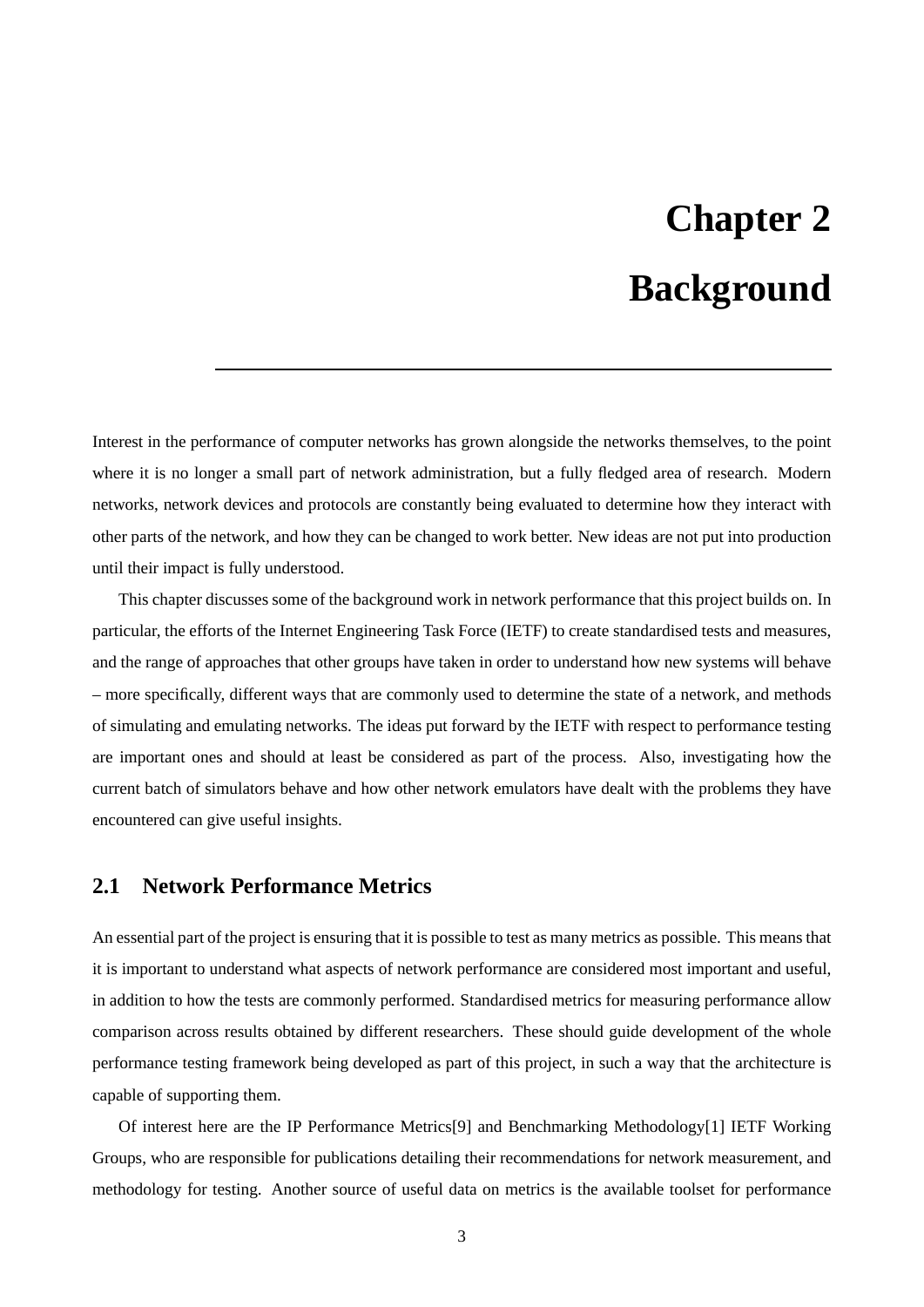# Chapter 2
# Background

Interest in the performance of computer networks has grown alongside the networks themselves, to the point where it is no longer a small part of network administration, but a fully fledged area of research. Modern networks, network devices and protocols are constantly being evaluated to determine how they interact with other parts of the network, and how they can be changed to work better. New ideas are not put into production until their impact is fully understood.

This chapter discusses some of the background work in network performance that this project builds on. In particular, the efforts of the Internet Engineering Task Force (IETF) to create standardised tests and measures, and the range of approaches that other groups have taken in order to understand how new systems will behave – more specifically, different ways that are commonly used to determine the state of a network, and methods of simulating and emulating networks. The ideas put forward by the IETF with respect to performance testing are important ones and should at least be considered as part of the process. Also, investigating how the current batch of simulators behave and how other network emulators have dealt with the problems they have encountered can give useful insights.

## 2.1 Network Performance Metrics

An essential part of the project is ensuring that it is possible to test as many metrics as possible. This means that it is important to understand what aspects of network performance are considered most important and useful, in addition to how the tests are commonly performed. Standardised metrics for measuring performance allow comparison across results obtained by different researchers. These should guide development of the whole performance testing framework being developed as part of this project, in such a way that the architecture is capable of supporting them.

Of interest here are the IP Performance Metrics[9] and Benchmarking Methodology[1] IETF Working Groups, who are responsible for publications detailing their recommendations for network measurement, and methodology for testing. Another source of useful data on metrics is the available toolset for performance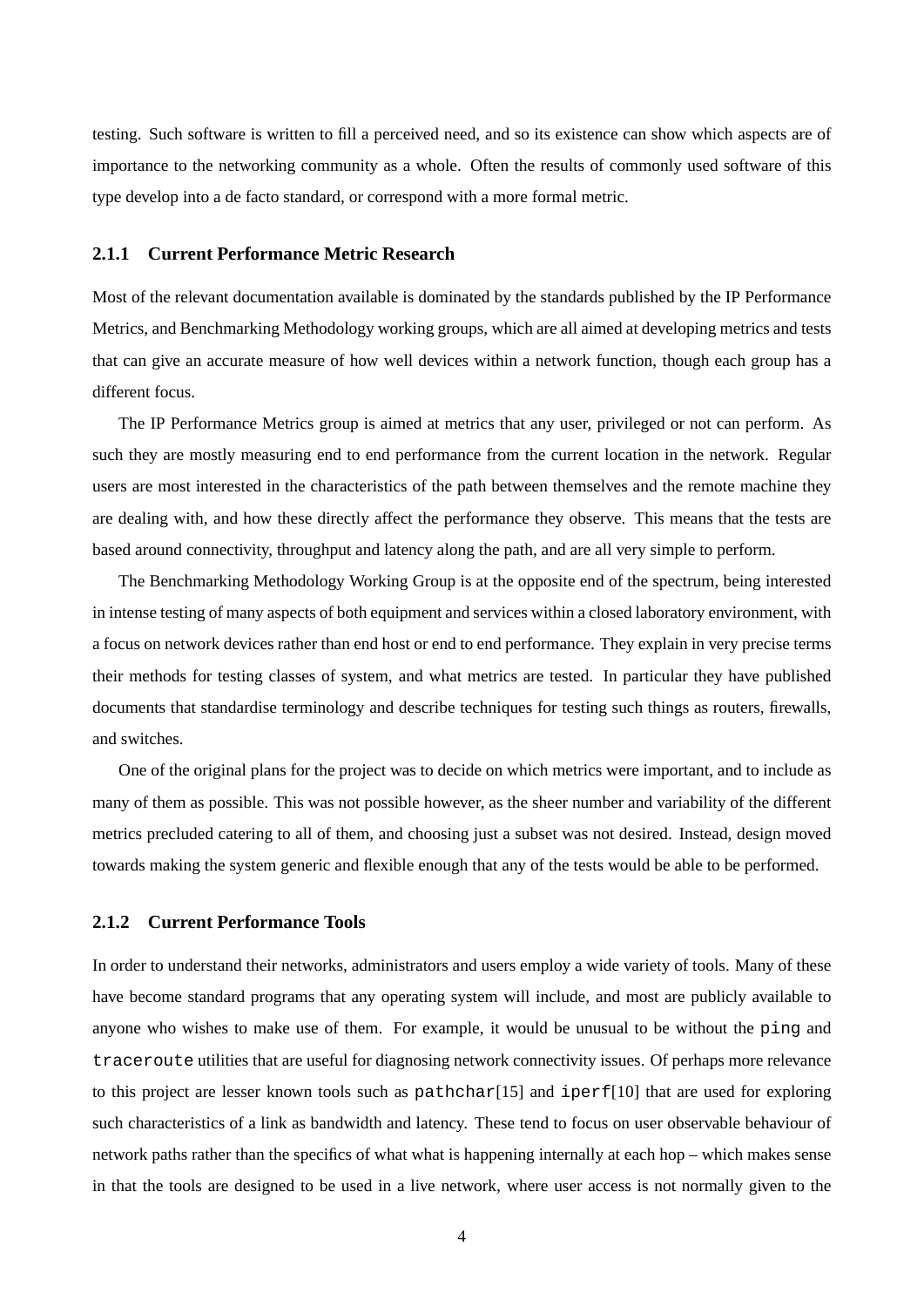testing. Such software is written to fill a perceived need, and so its existence can show which aspects are of importance to the networking community as a whole. Often the results of commonly used software of this type develop into a de facto standard, or correspond with a more formal metric.

### 2.1.1 Current Performance Metric Research

Most of the relevant documentation available is dominated by the standards published by the IP Performance Metrics, and Benchmarking Methodology working groups, which are all aimed at developing metrics and tests that can give an accurate measure of how well devices within a network function, though each group has a different focus.

The IP Performance Metrics group is aimed at metrics that any user, privileged or not can perform. As such they are mostly measuring end to end performance from the current location in the network. Regular users are most interested in the characteristics of the path between themselves and the remote machine they are dealing with, and how these directly affect the performance they observe. This means that the tests are based around connectivity, throughput and latency along the path, and are all very simple to perform.

The Benchmarking Methodology Working Group is at the opposite end of the spectrum, being interested in intense testing of many aspects of both equipment and services within a closed laboratory environment, with a focus on network devices rather than end host or end to end performance. They explain in very precise terms their methods for testing classes of system, and what metrics are tested. In particular they have published documents that standardise terminology and describe techniques for testing such things as routers, firewalls, and switches.

One of the original plans for the project was to decide on which metrics were important, and to include as many of them as possible. This was not possible however, as the sheer number and variability of the different metrics precluded catering to all of them, and choosing just a subset was not desired. Instead, design moved towards making the system generic and flexible enough that any of the tests would be able to be performed.

### 2.1.2 Current Performance Tools

In order to understand their networks, administrators and users employ a wide variety of tools. Many of these have become standard programs that any operating system will include, and most are publicly available to anyone who wishes to make use of them. For example, it would be unusual to be without the `ping` and `traceroute` utilities that are useful for diagnosing network connectivity issues. Of perhaps more relevance to this project are lesser known tools such as `pathchar`[15] and `iperf`[10] that are used for exploring such characteristics of a link as bandwidth and latency. These tend to focus on user observable behaviour of network paths rather than the specifics of what what is happening internally at each hop – which makes sense in that the tools are designed to be used in a live network, where user access is not normally given to the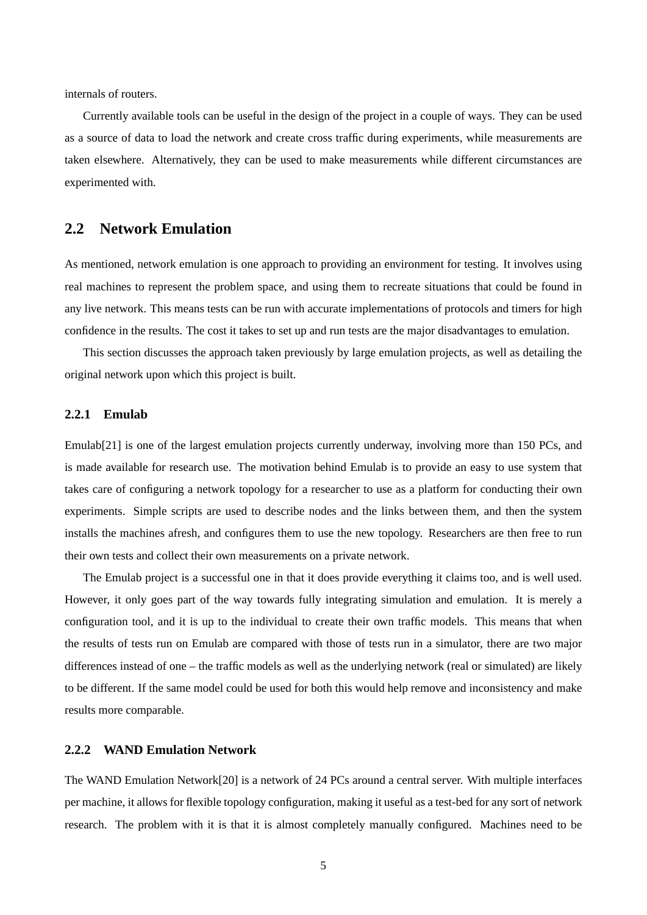internals of routers.

Currently available tools can be useful in the design of the project in a couple of ways. They can be used as a source of data to load the network and create cross traffic during experiments, while measurements are taken elsewhere. Alternatively, they can be used to make measurements while different circumstances are experimented with.

## 2.2 Network Emulation

As mentioned, network emulation is one approach to providing an environment for testing. It involves using real machines to represent the problem space, and using them to recreate situations that could be found in any live network. This means tests can be run with accurate implementations of protocols and timers for high confidence in the results. The cost it takes to set up and run tests are the major disadvantages to emulation.

This section discusses the approach taken previously by large emulation projects, as well as detailing the original network upon which this project is built.

### 2.2.1 Emulab

Emulab[21] is one of the largest emulation projects currently underway, involving more than 150 PCs, and is made available for research use. The motivation behind Emulab is to provide an easy to use system that takes care of configuring a network topology for a researcher to use as a platform for conducting their own experiments. Simple scripts are used to describe nodes and the links between them, and then the system installs the machines afresh, and configures them to use the new topology. Researchers are then free to run their own tests and collect their own measurements on a private network.

The Emulab project is a successful one in that it does provide everything it claims too, and is well used. However, it only goes part of the way towards fully integrating simulation and emulation. It is merely a configuration tool, and it is up to the individual to create their own traffic models. This means that when the results of tests run on Emulab are compared with those of tests run in a simulator, there are two major differences instead of one – the traffic models as well as the underlying network (real or simulated) are likely to be different. If the same model could be used for both this would help remove and inconsistency and make results more comparable.

### 2.2.2 WAND Emulation Network

The WAND Emulation Network[20] is a network of 24 PCs around a central server. With multiple interfaces per machine, it allows for flexible topology configuration, making it useful as a test-bed for any sort of network research. The problem with it is that it is almost completely manually configured. Machines need to be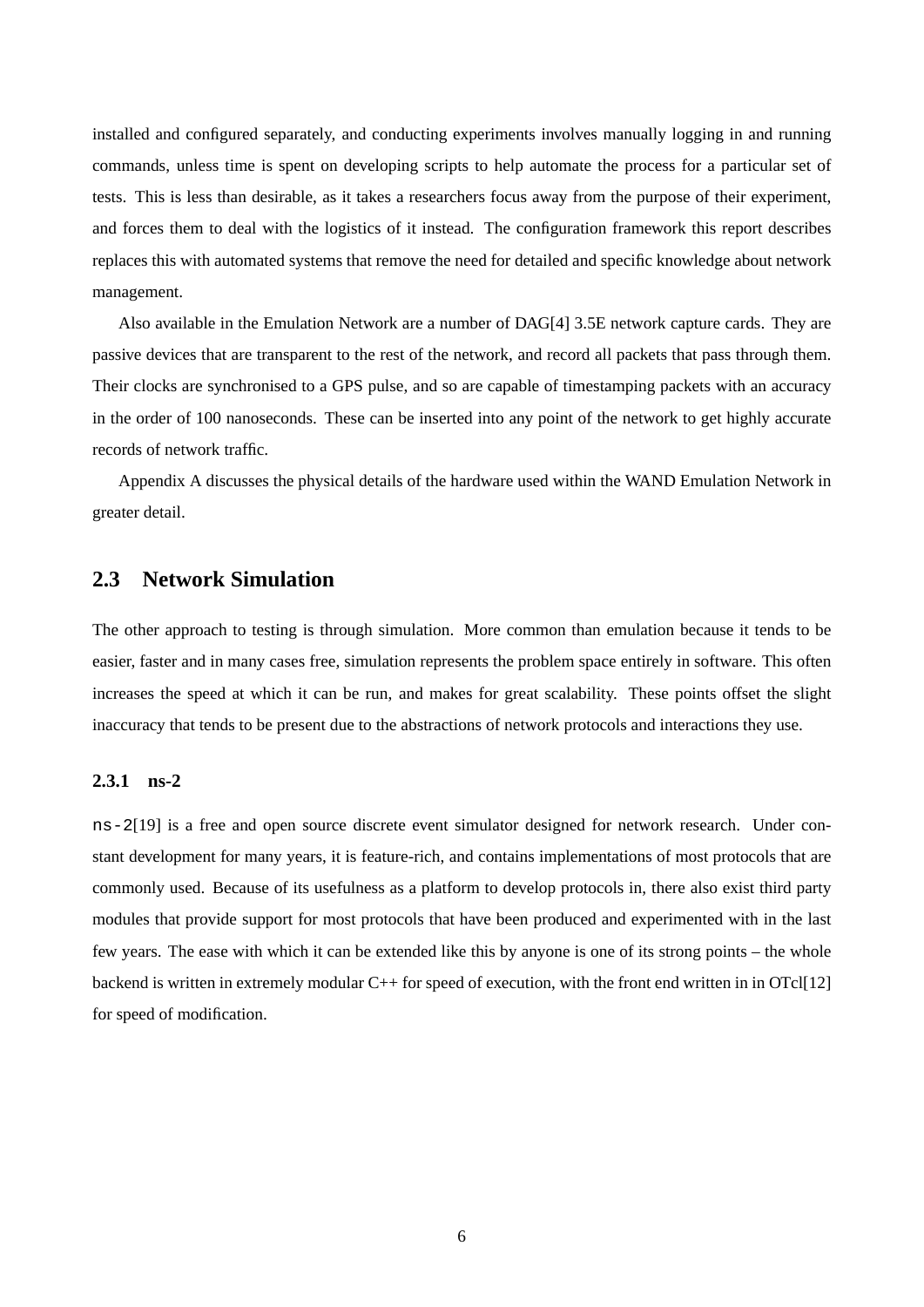installed and configured separately, and conducting experiments involves manually logging in and running commands, unless time is spent on developing scripts to help automate the process for a particular set of tests. This is less than desirable, as it takes a researchers focus away from the purpose of their experiment, and forces them to deal with the logistics of it instead. The configuration framework this report describes replaces this with automated systems that remove the need for detailed and specific knowledge about network management.

Also available in the Emulation Network are a number of DAG[4] 3.5E network capture cards. They are passive devices that are transparent to the rest of the network, and record all packets that pass through them. Their clocks are synchronised to a GPS pulse, and so are capable of timestamping packets with an accuracy in the order of 100 nanoseconds. These can be inserted into any point of the network to get highly accurate records of network traffic.

Appendix A discusses the physical details of the hardware used within the WAND Emulation Network in greater detail.

## 2.3 Network Simulation

The other approach to testing is through simulation. More common than emulation because it tends to be easier, faster and in many cases free, simulation represents the problem space entirely in software. This often increases the speed at which it can be run, and makes for great scalability. These points offset the slight inaccuracy that tends to be present due to the abstractions of network protocols and interactions they use.

### 2.3.1 ns-2

`ns-2`[19] is a free and open source discrete event simulator designed for network research. Under constant development for many years, it is feature-rich, and contains implementations of most protocols that are commonly used. Because of its usefulness as a platform to develop protocols in, there also exist third party modules that provide support for most protocols that have been produced and experimented with in the last few years. The ease with which it can be extended like this by anyone is one of its strong points – the whole backend is written in extremely modular C++ for speed of execution, with the front end written in in OTcl[12] for speed of modification.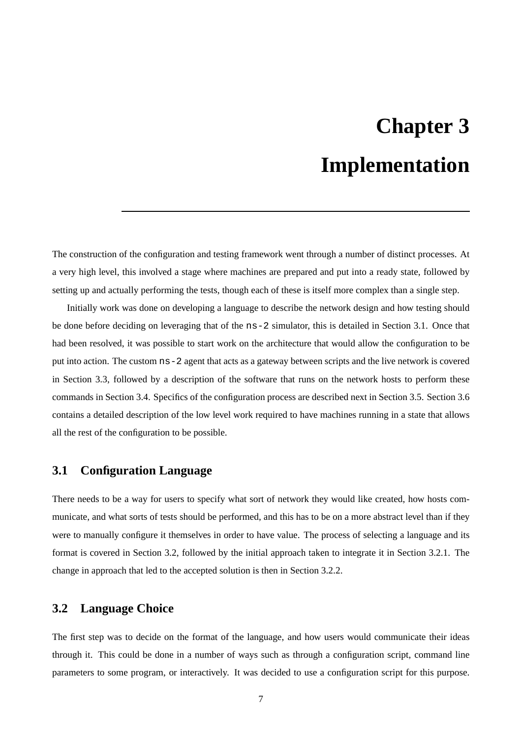# Chapter 3

# Implementation

The construction of the configuration and testing framework went through a number of distinct processes. At a very high level, this involved a stage where machines are prepared and put into a ready state, followed by setting up and actually performing the tests, though each of these is itself more complex than a single step.

Initially work was done on developing a language to describe the network design and how testing should be done before deciding on leveraging that of the `ns-2` simulator, this is detailed in Section 3.1. Once that had been resolved, it was possible to start work on the architecture that would allow the configuration to be put into action. The custom `ns-2` agent that acts as a gateway between scripts and the live network is covered in Section 3.3, followed by a description of the software that runs on the network hosts to perform these commands in Section 3.4. Specifics of the configuration process are described next in Section 3.5. Section 3.6 contains a detailed description of the low level work required to have machines running in a state that allows all the rest of the configuration to be possible.

## 3.1 Configuration Language

There needs to be a way for users to specify what sort of network they would like created, how hosts communicate, and what sorts of tests should be performed, and this has to be on a more abstract level than if they were to manually configure it themselves in order to have value. The process of selecting a language and its format is covered in Section 3.2, followed by the initial approach taken to integrate it in Section 3.2.1. The change in approach that led to the accepted solution is then in Section 3.2.2.

## 3.2 Language Choice

The first step was to decide on the format of the language, and how users would communicate their ideas through it. This could be done in a number of ways such as through a configuration script, command line parameters to some program, or interactively. It was decided to use a configuration script for this purpose.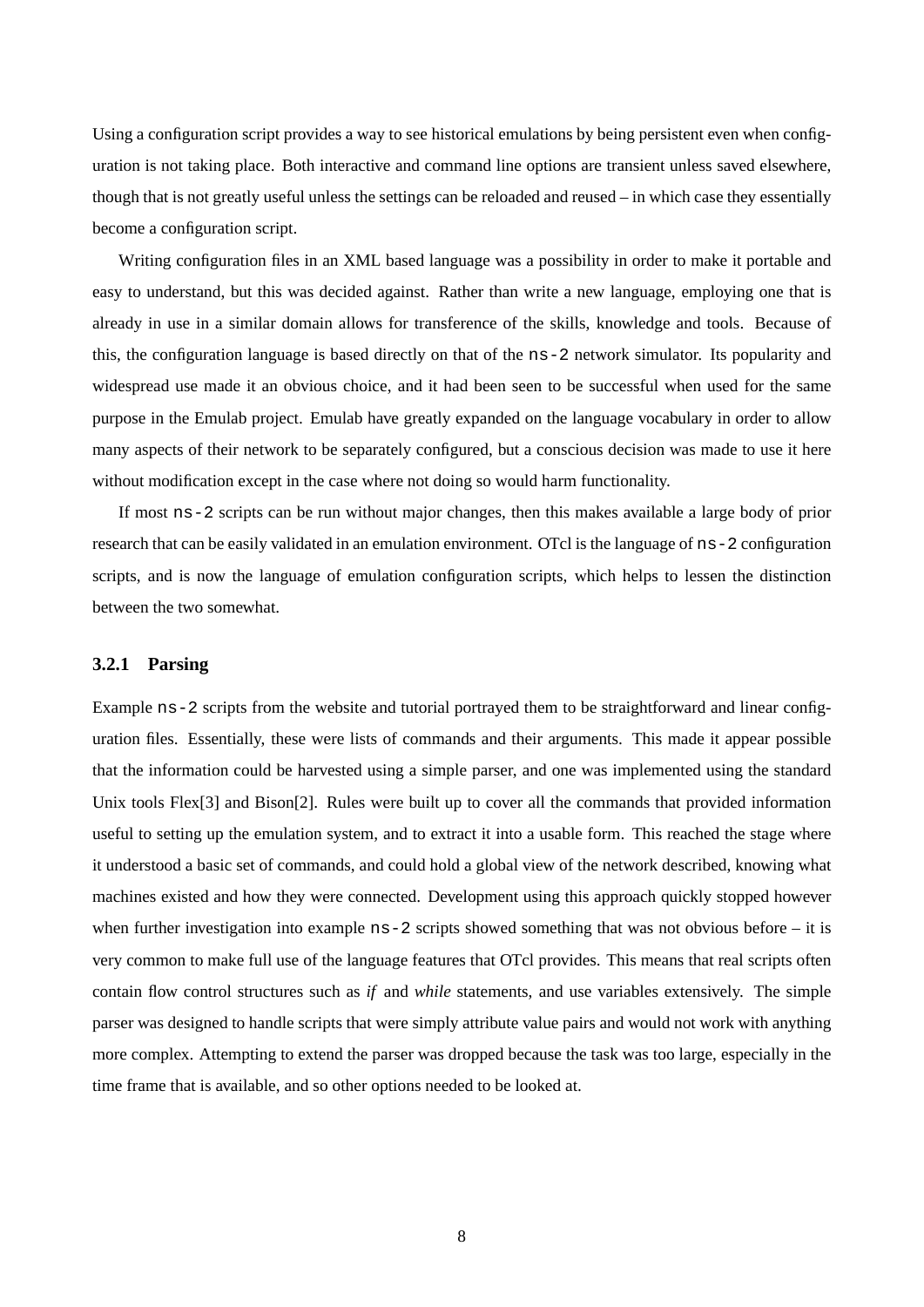Using a configuration script provides a way to see historical emulations by being persistent even when configuration is not taking place. Both interactive and command line options are transient unless saved elsewhere, though that is not greatly useful unless the settings can be reloaded and reused – in which case they essentially become a configuration script.

Writing configuration files in an XML based language was a possibility in order to make it portable and easy to understand, but this was decided against. Rather than write a new language, employing one that is already in use in a similar domain allows for transference of the skills, knowledge and tools. Because of this, the configuration language is based directly on that of the `ns-2` network simulator. Its popularity and widespread use made it an obvious choice, and it had been seen to be successful when used for the same purpose in the Emulab project. Emulab have greatly expanded on the language vocabulary in order to allow many aspects of their network to be separately configured, but a conscious decision was made to use it here without modification except in the case where not doing so would harm functionality.

If most `ns-2` scripts can be run without major changes, then this makes available a large body of prior research that can be easily validated in an emulation environment. OTcl is the language of `ns-2` configuration scripts, and is now the language of emulation configuration scripts, which helps to lessen the distinction between the two somewhat.

### 3.2.1 Parsing

Example `ns-2` scripts from the website and tutorial portrayed them to be straightforward and linear configuration files. Essentially, these were lists of commands and their arguments. This made it appear possible that the information could be harvested using a simple parser, and one was implemented using the standard Unix tools Flex[3] and Bison[2]. Rules were built up to cover all the commands that provided information useful to setting up the emulation system, and to extract it into a usable form. This reached the stage where it understood a basic set of commands, and could hold a global view of the network described, knowing what machines existed and how they were connected. Development using this approach quickly stopped however when further investigation into example `ns-2` scripts showed something that was not obvious before – it is very common to make full use of the language features that OTcl provides. This means that real scripts often contain flow control structures such as *if* and *while* statements, and use variables extensively. The simple parser was designed to handle scripts that were simply attribute value pairs and would not work with anything more complex. Attempting to extend the parser was dropped because the task was too large, especially in the time frame that is available, and so other options needed to be looked at.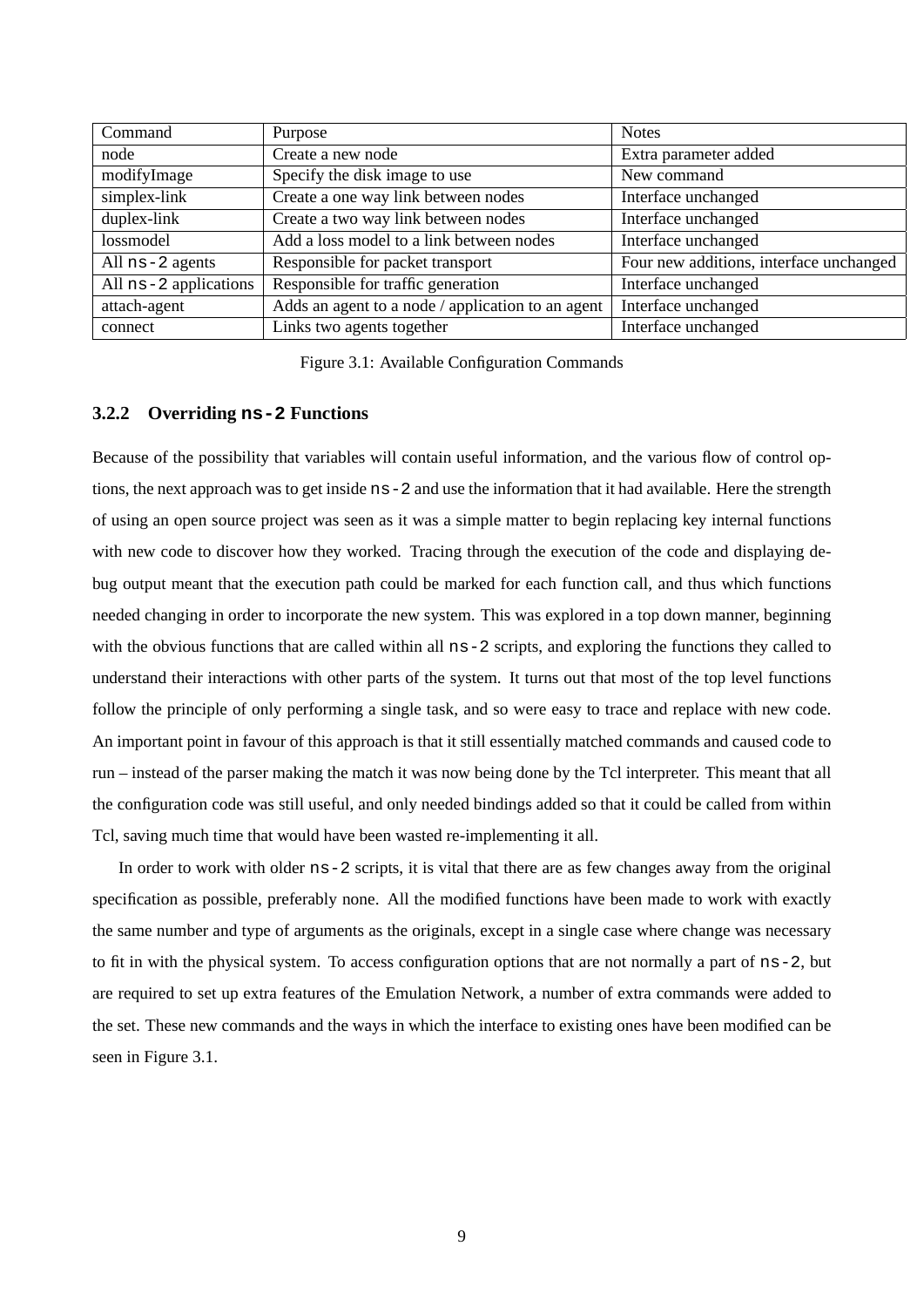| Command | Purpose | Notes |
|---|---|---|
| node | Create a new node | Extra parameter added |
| modifyImage | Specify the disk image to use | New command |
| simplex-link | Create a one way link between nodes | Interface unchanged |
| duplex-link | Create a two way link between nodes | Interface unchanged |
| lossmodel | Add a loss model to a link between nodes | Interface unchanged |
| All `ns-2` agents | Responsible for packet transport | Four new additions, interface unchanged |
| All `ns-2` applications | Responsible for traffic generation | Interface unchanged |
| attach-agent | Adds an agent to a node / application to an agent | Interface unchanged |
| connect | Links two agents together | Interface unchanged |

Figure 3.1: Available Configuration Commands

### 3.2.2 Overriding `ns-2` Functions

Because of the possibility that variables will contain useful information, and the various flow of control options, the next approach was to get inside `ns-2` and use the information that it had available. Here the strength of using an open source project was seen as it was a simple matter to begin replacing key internal functions with new code to discover how they worked. Tracing through the execution of the code and displaying debug output meant that the execution path could be marked for each function call, and thus which functions needed changing in order to incorporate the new system. This was explored in a top down manner, beginning with the obvious functions that are called within all `ns-2` scripts, and exploring the functions they called to understand their interactions with other parts of the system. It turns out that most of the top level functions follow the principle of only performing a single task, and so were easy to trace and replace with new code. An important point in favour of this approach is that it still essentially matched commands and caused code to run – instead of the parser making the match it was now being done by the Tcl interpreter. This meant that all the configuration code was still useful, and only needed bindings added so that it could be called from within Tcl, saving much time that would have been wasted re-implementing it all.

In order to work with older `ns-2` scripts, it is vital that there are as few changes away from the original specification as possible, preferably none. All the modified functions have been made to work with exactly the same number and type of arguments as the originals, except in a single case where change was necessary to fit in with the physical system. To access configuration options that are not normally a part of `ns-2`, but are required to set up extra features of the Emulation Network, a number of extra commands were added to the set. These new commands and the ways in which the interface to existing ones have been modified can be seen in Figure 3.1.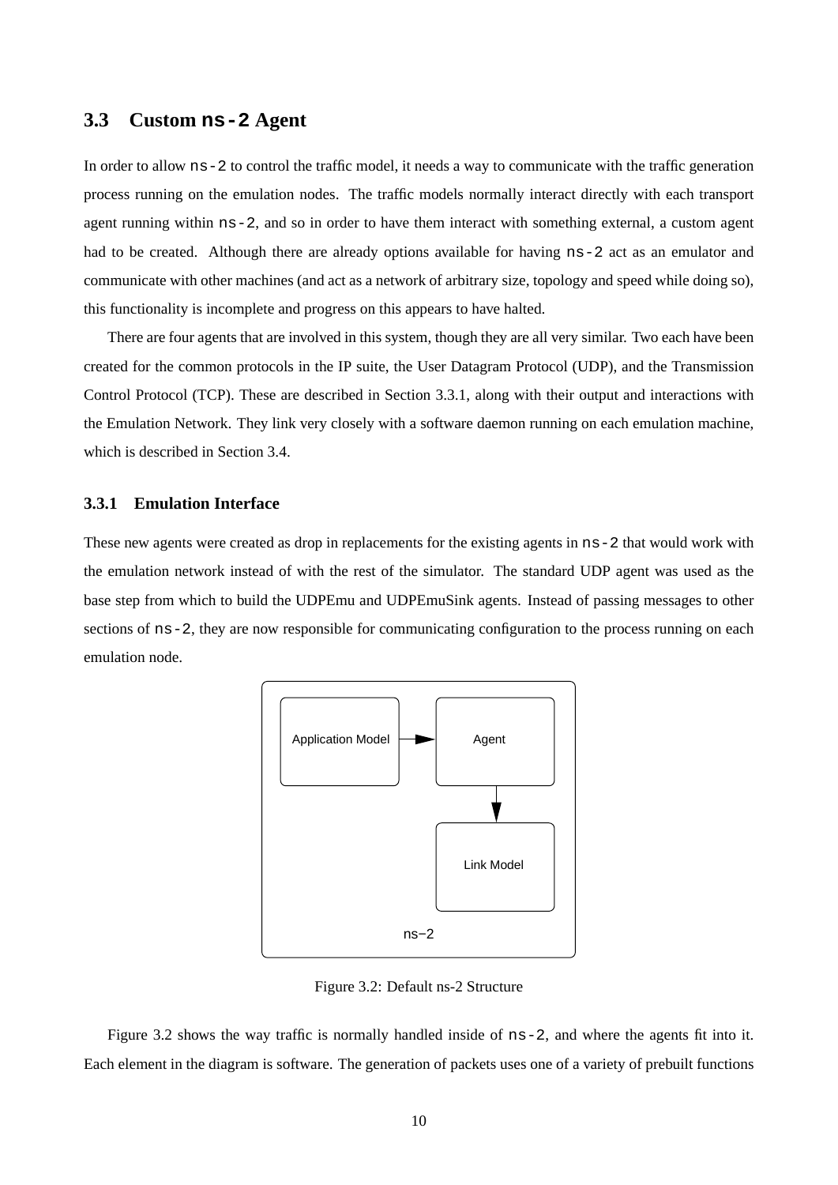## 3.3 Custom `ns-2` Agent

In order to allow `ns-2` to control the traffic model, it needs a way to communicate with the traffic generation process running on the emulation nodes. The traffic models normally interact directly with each transport agent running within `ns-2`, and so in order to have them interact with something external, a custom agent had to be created. Although there are already options available for having `ns-2` act as an emulator and communicate with other machines (and act as a network of arbitrary size, topology and speed while doing so), this functionality is incomplete and progress on this appears to have halted.

There are four agents that are involved in this system, though they are all very similar. Two each have been created for the common protocols in the IP suite, the User Datagram Protocol (UDP), and the Transmission Control Protocol (TCP). These are described in Section 3.3.1, along with their output and interactions with the Emulation Network. They link very closely with a software daemon running on each emulation machine, which is described in Section 3.4.

### 3.3.1 Emulation Interface

These new agents were created as drop in replacements for the existing agents in `ns-2` that would work with the emulation network instead of with the rest of the simulator. The standard UDP agent was used as the base step from which to build the UDPEmu and UDPEmuSink agents. Instead of passing messages to other sections of `ns-2`, they are now responsible for communicating configuration to the process running on each emulation node.

Application Model → Agent → Link Model

ns−2

Figure 3.2: Default ns-2 Structure

Figure 3.2 shows the way traffic is normally handled inside of `ns-2`, and where the agents fit into it. Each element in the diagram is software. The generation of packets uses one of a variety of prebuilt functions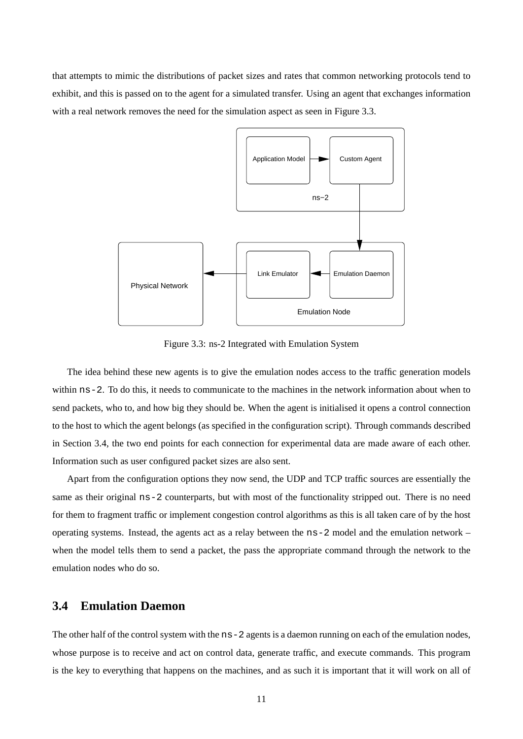that attempts to mimic the distributions of packet sizes and rates that common networking protocols tend to exhibit, and this is passed on to the agent for a simulated transfer. Using an agent that exchanges information with a real network removes the need for the simulation aspect as seen in Figure 3.3.

Figure 3.3: ns-2 Integrated with Emulation System

The idea behind these new agents is to give the emulation nodes access to the traffic generation models within `ns-2`. To do this, it needs to communicate to the machines in the network information about when to send packets, who to, and how big they should be. When the agent is initialised it opens a control connection to the host to which the agent belongs (as specified in the configuration script). Through commands described in Section 3.4, the two end points for each connection for experimental data are made aware of each other. Information such as user configured packet sizes are also sent.

Apart from the configuration options they now send, the UDP and TCP traffic sources are essentially the same as their original `ns-2` counterparts, but with most of the functionality stripped out. There is no need for them to fragment traffic or implement congestion control algorithms as this is all taken care of by the host operating systems. Instead, the agents act as a relay between the `ns-2` model and the emulation network – when the model tells them to send a packet, the pass the appropriate command through the network to the emulation nodes who do so.

## 3.4 Emulation Daemon

The other half of the control system with the `ns-2` agents is a daemon running on each of the emulation nodes, whose purpose is to receive and act on control data, generate traffic, and execute commands. This program is the key to everything that happens on the machines, and as such it is important that it will work on all of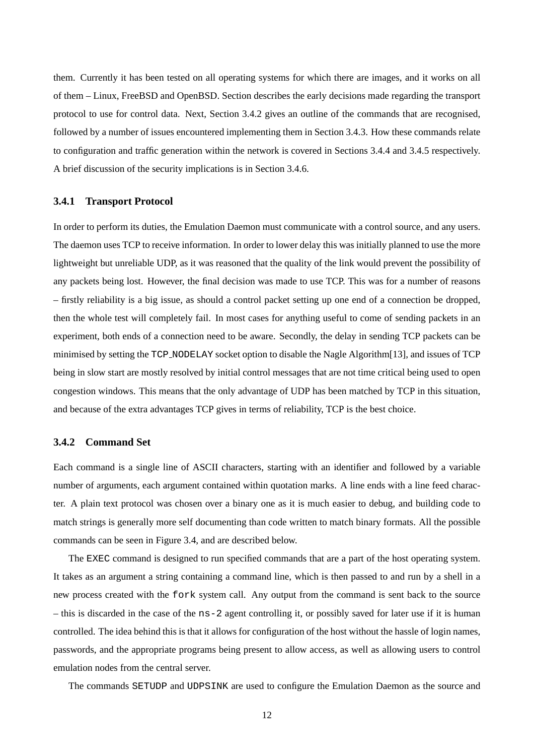them. Currently it has been tested on all operating systems for which there are images, and it works on all of them – Linux, FreeBSD and OpenBSD. Section describes the early decisions made regarding the transport protocol to use for control data. Next, Section 3.4.2 gives an outline of the commands that are recognised, followed by a number of issues encountered implementing them in Section 3.4.3. How these commands relate to configuration and traffic generation within the network is covered in Sections 3.4.4 and 3.4.5 respectively. A brief discussion of the security implications is in Section 3.4.6.

### 3.4.1 Transport Protocol

In order to perform its duties, the Emulation Daemon must communicate with a control source, and any users. The daemon uses TCP to receive information. In order to lower delay this was initially planned to use the more lightweight but unreliable UDP, as it was reasoned that the quality of the link would prevent the possibility of any packets being lost. However, the final decision was made to use TCP. This was for a number of reasons – firstly reliability is a big issue, as should a control packet setting up one end of a connection be dropped, then the whole test will completely fail. In most cases for anything useful to come of sending packets in an experiment, both ends of a connection need to be aware. Secondly, the delay in sending TCP packets can be minimised by setting the `TCP_NODELAY` socket option to disable the Nagle Algorithm[13], and issues of TCP being in slow start are mostly resolved by initial control messages that are not time critical being used to open congestion windows. This means that the only advantage of UDP has been matched by TCP in this situation, and because of the extra advantages TCP gives in terms of reliability, TCP is the best choice.

### 3.4.2 Command Set

Each command is a single line of ASCII characters, starting with an identifier and followed by a variable number of arguments, each argument contained within quotation marks. A line ends with a line feed character. A plain text protocol was chosen over a binary one as it is much easier to debug, and building code to match strings is generally more self documenting than code written to match binary formats. All the possible commands can be seen in Figure 3.4, and are described below.

The `EXEC` command is designed to run specified commands that are a part of the host operating system. It takes as an argument a string containing a command line, which is then passed to and run by a shell in a new process created with the `fork` system call. Any output from the command is sent back to the source – this is discarded in the case of the `ns-2` agent controlling it, or possibly saved for later use if it is human controlled. The idea behind this is that it allows for configuration of the host without the hassle of login names, passwords, and the appropriate programs being present to allow access, as well as allowing users to control emulation nodes from the central server.

The commands `SETUDP` and `UDPSINK` are used to configure the Emulation Daemon as the source and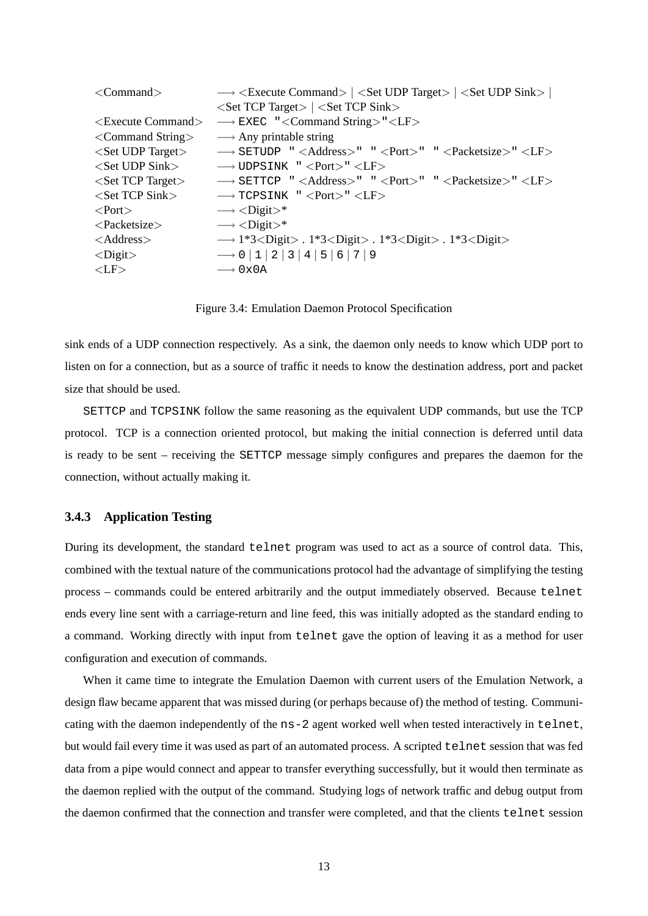| | |
|---|---|
| <Command> | ⟶ <Execute Command> \| <Set UDP Target> \| <Set UDP Sink> \| <Set TCP Target> \| <Set TCP Sink> |
| <Execute Command> | ⟶ `EXEC "`<Command String>`"`<LF> |
| <Command String> | ⟶ Any printable string |
| <Set UDP Target> | ⟶ `SETUDP "`<Address>`" "`<Port>`" "`<Packetsize>`"` <LF> |
| <Set UDP Sink> | ⟶ `UDPSINK "`<Port>`"` <LF> |
| <Set TCP Target> | ⟶ `SETTCP "`<Address>`" "`<Port>`" "`<Packetsize>`"` <LF> |
| <Set TCP Sink> | ⟶ `TCPSINK "`<Port>`"` <LF> |
| <Port> | ⟶ <Digit>* |
| <Packetsize> | ⟶ <Digit>* |
| <Address> | ⟶ 1*3<Digit> . 1*3<Digit> . 1*3<Digit> . 1*3<Digit> |
| <Digit> | ⟶ `0` \| `1` \| `2` \| `3` \| `4` \| `5` \| `6` \| `7` \| `9` |
| <LF> | ⟶ `0x0A` |

Figure 3.4: Emulation Daemon Protocol Specification

sink ends of a UDP connection respectively. As a sink, the daemon only needs to know which UDP port to listen on for a connection, but as a source of traffic it needs to know the destination address, port and packet size that should be used.

`SETTCP` and `TCPSINK` follow the same reasoning as the equivalent UDP commands, but use the TCP protocol. TCP is a connection oriented protocol, but making the initial connection is deferred until data is ready to be sent – receiving the `SETTCP` message simply configures and prepares the daemon for the connection, without actually making it.

### 3.4.3 Application Testing

During its development, the standard `telnet` program was used to act as a source of control data. This, combined with the textual nature of the communications protocol had the advantage of simplifying the testing process – commands could be entered arbitrarily and the output immediately observed. Because `telnet` ends every line sent with a carriage-return and line feed, this was initially adopted as the standard ending to a command. Working directly with input from `telnet` gave the option of leaving it as a method for user configuration and execution of commands.

When it came time to integrate the Emulation Daemon with current users of the Emulation Network, a design flaw became apparent that was missed during (or perhaps because of) the method of testing. Communicating with the daemon independently of the `ns-2` agent worked well when tested interactively in `telnet`, but would fail every time it was used as part of an automated process. A scripted `telnet` session that was fed data from a pipe would connect and appear to transfer everything successfully, but it would then terminate as the daemon replied with the output of the command. Studying logs of network traffic and debug output from the daemon confirmed that the connection and transfer were completed, and that the clients `telnet` session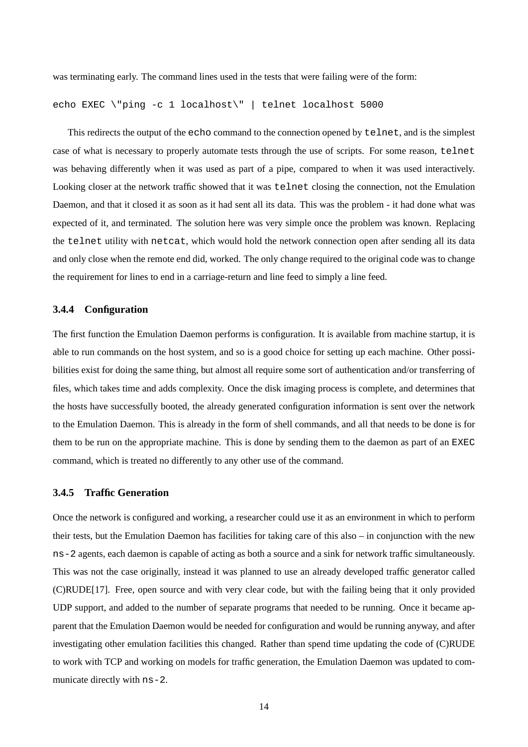was terminating early. The command lines used in the tests that were failing were of the form:

```
echo EXEC \"ping -c 1 localhost\" | telnet localhost 5000
```

This redirects the output of the `echo` command to the connection opened by `telnet`, and is the simplest case of what is necessary to properly automate tests through the use of scripts. For some reason, `telnet` was behaving differently when it was used as part of a pipe, compared to when it was used interactively. Looking closer at the network traffic showed that it was `telnet` closing the connection, not the Emulation Daemon, and that it closed it as soon as it had sent all its data. This was the problem - it had done what was expected of it, and terminated. The solution here was very simple once the problem was known. Replacing the `telnet` utility with `netcat`, which would hold the network connection open after sending all its data and only close when the remote end did, worked. The only change required to the original code was to change the requirement for lines to end in a carriage-return and line feed to simply a line feed.

### 3.4.4 Configuration

The first function the Emulation Daemon performs is configuration. It is available from machine startup, it is able to run commands on the host system, and so is a good choice for setting up each machine. Other possibilities exist for doing the same thing, but almost all require some sort of authentication and/or transferring of files, which takes time and adds complexity. Once the disk imaging process is complete, and determines that the hosts have successfully booted, the already generated configuration information is sent over the network to the Emulation Daemon. This is already in the form of shell commands, and all that needs to be done is for them to be run on the appropriate machine. This is done by sending them to the daemon as part of an `EXEC` command, which is treated no differently to any other use of the command.

### 3.4.5 Traffic Generation

Once the network is configured and working, a researcher could use it as an environment in which to perform their tests, but the Emulation Daemon has facilities for taking care of this also – in conjunction with the new `ns-2` agents, each daemon is capable of acting as both a source and a sink for network traffic simultaneously. This was not the case originally, instead it was planned to use an already developed traffic generator called (C)RUDE[17]. Free, open source and with very clear code, but with the failing being that it only provided UDP support, and added to the number of separate programs that needed to be running. Once it became apparent that the Emulation Daemon would be needed for configuration and would be running anyway, and after investigating other emulation facilities this changed. Rather than spend time updating the code of (C)RUDE to work with TCP and working on models for traffic generation, the Emulation Daemon was updated to communicate directly with `ns-2`.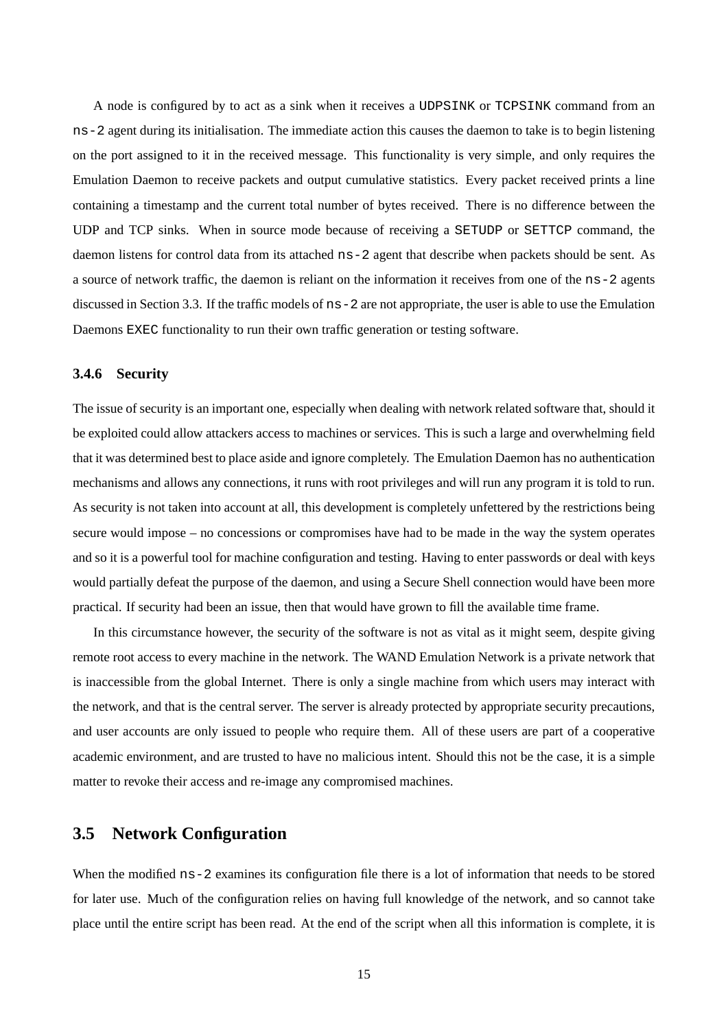A node is configured by to act as a sink when it receives a UDPSINK or TCPSINK command from an ns-2 agent during its initialisation. The immediate action this causes the daemon to take is to begin listening on the port assigned to it in the received message. This functionality is very simple, and only requires the Emulation Daemon to receive packets and output cumulative statistics. Every packet received prints a line containing a timestamp and the current total number of bytes received. There is no difference between the UDP and TCP sinks. When in source mode because of receiving a SETUDP or SETTCP command, the daemon listens for control data from its attached ns-2 agent that describe when packets should be sent. As a source of network traffic, the daemon is reliant on the information it receives from one of the ns-2 agents discussed in Section 3.3. If the traffic models of ns-2 are not appropriate, the user is able to use the Emulation Daemons EXEC functionality to run their own traffic generation or testing software.

### 3.4.6 Security

The issue of security is an important one, especially when dealing with network related software that, should it be exploited could allow attackers access to machines or services. This is such a large and overwhelming field that it was determined best to place aside and ignore completely. The Emulation Daemon has no authentication mechanisms and allows any connections, it runs with root privileges and will run any program it is told to run. As security is not taken into account at all, this development is completely unfettered by the restrictions being secure would impose – no concessions or compromises have had to be made in the way the system operates and so it is a powerful tool for machine configuration and testing. Having to enter passwords or deal with keys would partially defeat the purpose of the daemon, and using a Secure Shell connection would have been more practical. If security had been an issue, then that would have grown to fill the available time frame.

In this circumstance however, the security of the software is not as vital as it might seem, despite giving remote root access to every machine in the network. The WAND Emulation Network is a private network that is inaccessible from the global Internet. There is only a single machine from which users may interact with the network, and that is the central server. The server is already protected by appropriate security precautions, and user accounts are only issued to people who require them. All of these users are part of a cooperative academic environment, and are trusted to have no malicious intent. Should this not be the case, it is a simple matter to revoke their access and re-image any compromised machines.

## 3.5 Network Configuration

When the modified ns-2 examines its configuration file there is a lot of information that needs to be stored for later use. Much of the configuration relies on having full knowledge of the network, and so cannot take place until the entire script has been read. At the end of the script when all this information is complete, it is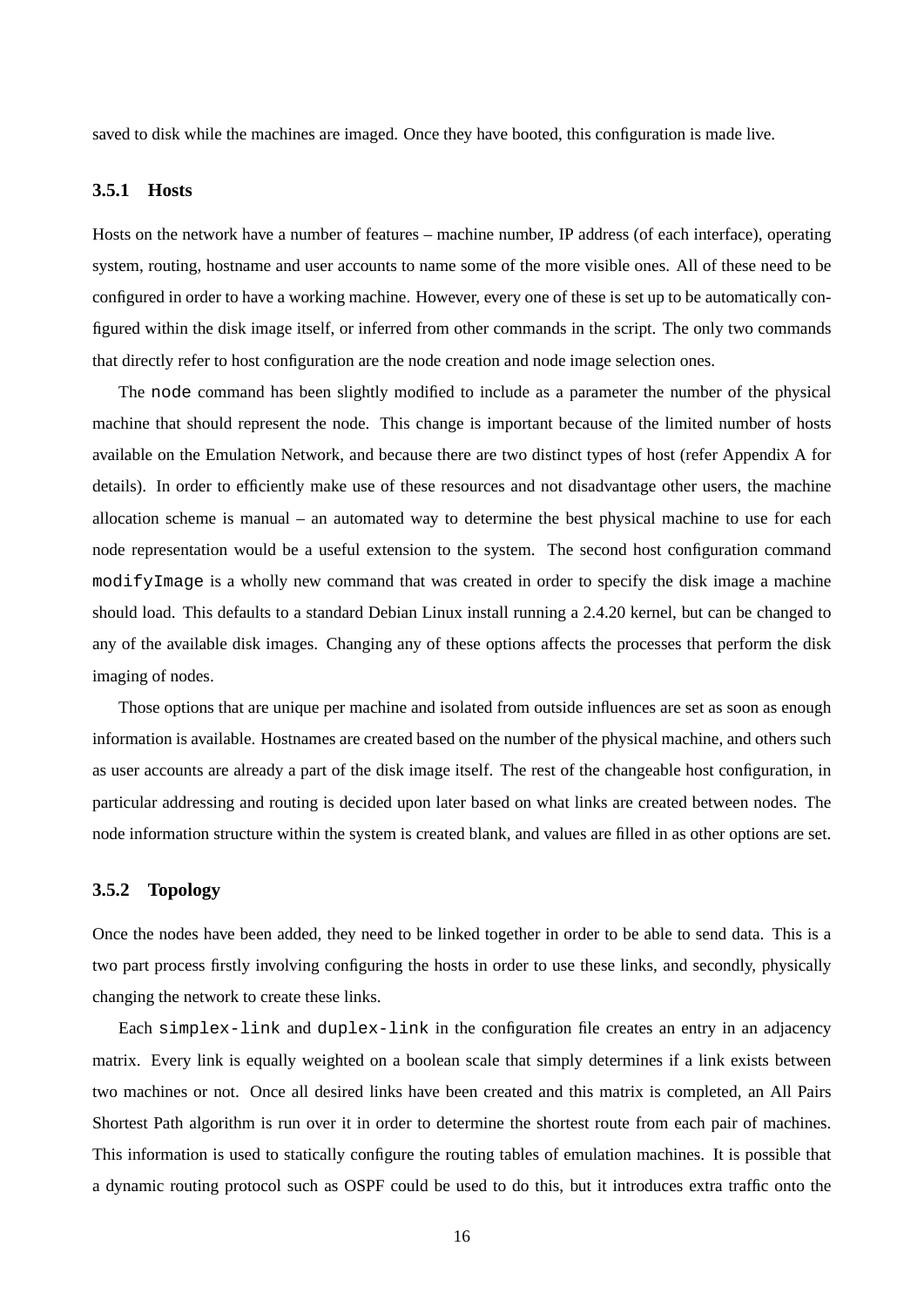saved to disk while the machines are imaged. Once they have booted, this configuration is made live.

### 3.5.1 Hosts

Hosts on the network have a number of features – machine number, IP address (of each interface), operating system, routing, hostname and user accounts to name some of the more visible ones. All of these need to be configured in order to have a working machine. However, every one of these is set up to be automatically configured within the disk image itself, or inferred from other commands in the script. The only two commands that directly refer to host configuration are the node creation and node image selection ones.

The `node` command has been slightly modified to include as a parameter the number of the physical machine that should represent the node. This change is important because of the limited number of hosts available on the Emulation Network, and because there are two distinct types of host (refer Appendix A for details). In order to efficiently make use of these resources and not disadvantage other users, the machine allocation scheme is manual – an automated way to determine the best physical machine to use for each node representation would be a useful extension to the system. The second host configuration command `modifyImage` is a wholly new command that was created in order to specify the disk image a machine should load. This defaults to a standard Debian Linux install running a 2.4.20 kernel, but can be changed to any of the available disk images. Changing any of these options affects the processes that perform the disk imaging of nodes.

Those options that are unique per machine and isolated from outside influences are set as soon as enough information is available. Hostnames are created based on the number of the physical machine, and others such as user accounts are already a part of the disk image itself. The rest of the changeable host configuration, in particular addressing and routing is decided upon later based on what links are created between nodes. The node information structure within the system is created blank, and values are filled in as other options are set.

### 3.5.2 Topology

Once the nodes have been added, they need to be linked together in order to be able to send data. This is a two part process firstly involving configuring the hosts in order to use these links, and secondly, physically changing the network to create these links.

Each `simplex-link` and `duplex-link` in the configuration file creates an entry in an adjacency matrix. Every link is equally weighted on a boolean scale that simply determines if a link exists between two machines or not. Once all desired links have been created and this matrix is completed, an All Pairs Shortest Path algorithm is run over it in order to determine the shortest route from each pair of machines. This information is used to statically configure the routing tables of emulation machines. It is possible that a dynamic routing protocol such as OSPF could be used to do this, but it introduces extra traffic onto the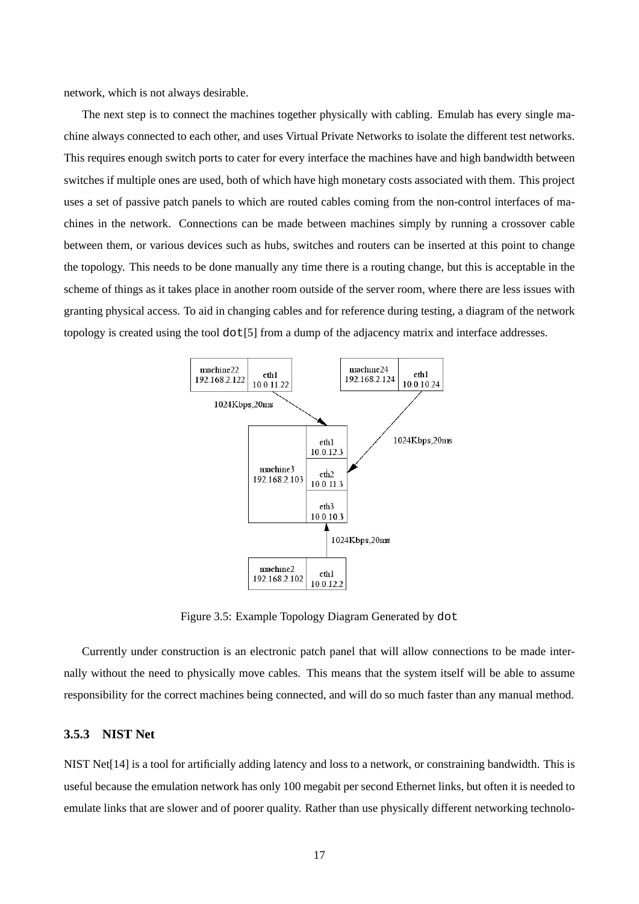network, which is not always desirable.

The next step is to connect the machines together physically with cabling. Emulab has every single machine always connected to each other, and uses Virtual Private Networks to isolate the different test networks. This requires enough switch ports to cater for every interface the machines have and high bandwidth between switches if multiple ones are used, both of which have high monetary costs associated with them. This project uses a set of passive patch panels to which are routed cables coming from the non-control interfaces of machines in the network. Connections can be made between machines simply by running a crossover cable between them, or various devices such as hubs, switches and routers can be inserted at this point to change the topology. This needs to be done manually any time there is a routing change, but this is acceptable in the scheme of things as it takes place in another room outside of the server room, where there are less issues with granting physical access. To aid in changing cables and for reference during testing, a diagram of the network topology is created using the tool `dot`[5] from a dump of the adjacency matrix and interface addresses.

Figure 3.5: Example Topology Diagram Generated by `dot`

Currently under construction is an electronic patch panel that will allow connections to be made internally without the need to physically move cables. This means that the system itself will be able to assume responsibility for the correct machines being connected, and will do so much faster than any manual method.

### 3.5.3 NIST Net

NIST Net[14] is a tool for artificially adding latency and loss to a network, or constraining bandwidth. This is useful because the emulation network has only 100 megabit per second Ethernet links, but often it is needed to emulate links that are slower and of poorer quality. Rather than use physically different networking technolo-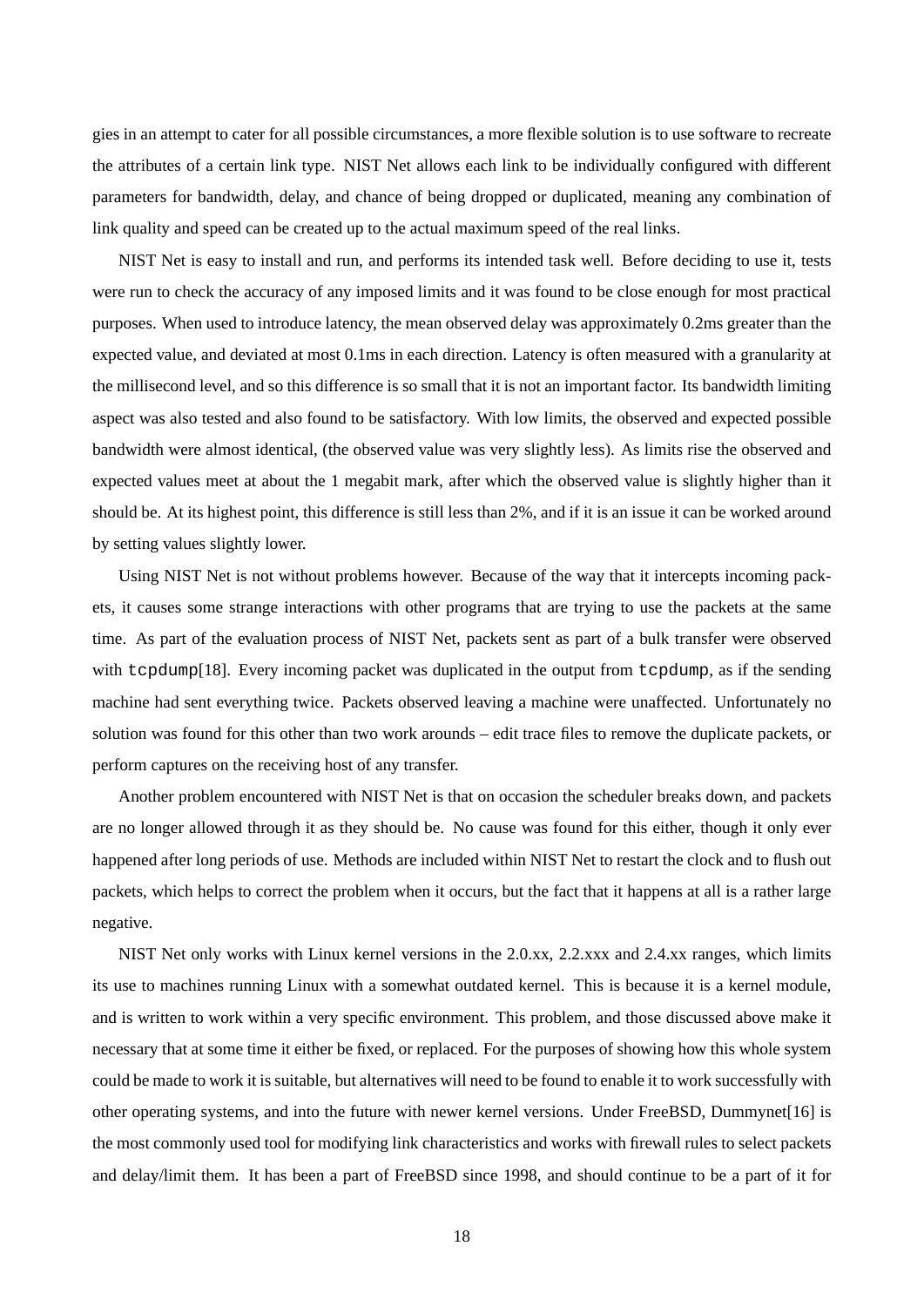gies in an attempt to cater for all possible circumstances, a more flexible solution is to use software to recreate the attributes of a certain link type. NIST Net allows each link to be individually configured with different parameters for bandwidth, delay, and chance of being dropped or duplicated, meaning any combination of link quality and speed can be created up to the actual maximum speed of the real links.

NIST Net is easy to install and run, and performs its intended task well. Before deciding to use it, tests were run to check the accuracy of any imposed limits and it was found to be close enough for most practical purposes. When used to introduce latency, the mean observed delay was approximately 0.2ms greater than the expected value, and deviated at most 0.1ms in each direction. Latency is often measured with a granularity at the millisecond level, and so this difference is so small that it is not an important factor. Its bandwidth limiting aspect was also tested and also found to be satisfactory. With low limits, the observed and expected possible bandwidth were almost identical, (the observed value was very slightly less). As limits rise the observed and expected values meet at about the 1 megabit mark, after which the observed value is slightly higher than it should be. At its highest point, this difference is still less than 2%, and if it is an issue it can be worked around by setting values slightly lower.

Using NIST Net is not without problems however. Because of the way that it intercepts incoming packets, it causes some strange interactions with other programs that are trying to use the packets at the same time. As part of the evaluation process of NIST Net, packets sent as part of a bulk transfer were observed with `tcpdump`[18]. Every incoming packet was duplicated in the output from `tcpdump`, as if the sending machine had sent everything twice. Packets observed leaving a machine were unaffected. Unfortunately no solution was found for this other than two work arounds – edit trace files to remove the duplicate packets, or perform captures on the receiving host of any transfer.

Another problem encountered with NIST Net is that on occasion the scheduler breaks down, and packets are no longer allowed through it as they should be. No cause was found for this either, though it only ever happened after long periods of use. Methods are included within NIST Net to restart the clock and to flush out packets, which helps to correct the problem when it occurs, but the fact that it happens at all is a rather large negative.

NIST Net only works with Linux kernel versions in the 2.0.xx, 2.2.xxx and 2.4.xx ranges, which limits its use to machines running Linux with a somewhat outdated kernel. This is because it is a kernel module, and is written to work within a very specific environment. This problem, and those discussed above make it necessary that at some time it either be fixed, or replaced. For the purposes of showing how this whole system could be made to work it is suitable, but alternatives will need to be found to enable it to work successfully with other operating systems, and into the future with newer kernel versions. Under FreeBSD, Dummynet[16] is the most commonly used tool for modifying link characteristics and works with firewall rules to select packets and delay/limit them. It has been a part of FreeBSD since 1998, and should continue to be a part of it for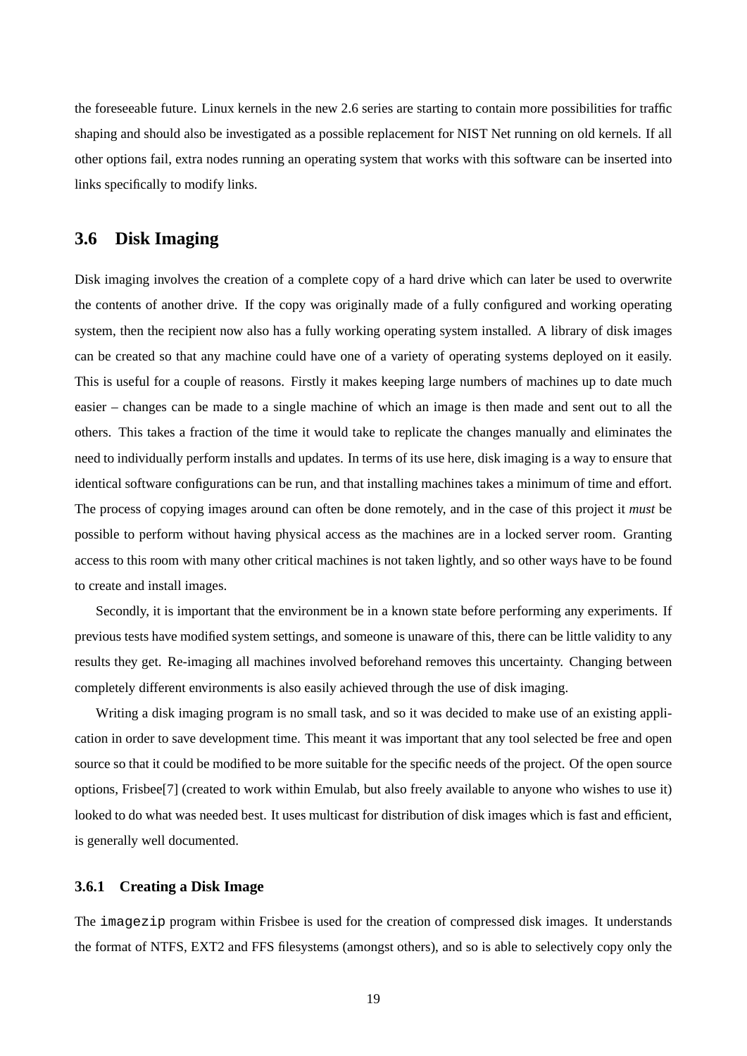the foreseeable future. Linux kernels in the new 2.6 series are starting to contain more possibilities for traffic shaping and should also be investigated as a possible replacement for NIST Net running on old kernels. If all other options fail, extra nodes running an operating system that works with this software can be inserted into links specifically to modify links.

## 3.6 Disk Imaging

Disk imaging involves the creation of a complete copy of a hard drive which can later be used to overwrite the contents of another drive. If the copy was originally made of a fully configured and working operating system, then the recipient now also has a fully working operating system installed. A library of disk images can be created so that any machine could have one of a variety of operating systems deployed on it easily. This is useful for a couple of reasons. Firstly it makes keeping large numbers of machines up to date much easier – changes can be made to a single machine of which an image is then made and sent out to all the others. This takes a fraction of the time it would take to replicate the changes manually and eliminates the need to individually perform installs and updates. In terms of its use here, disk imaging is a way to ensure that identical software configurations can be run, and that installing machines takes a minimum of time and effort. The process of copying images around can often be done remotely, and in the case of this project it *must* be possible to perform without having physical access as the machines are in a locked server room. Granting access to this room with many other critical machines is not taken lightly, and so other ways have to be found to create and install images.

Secondly, it is important that the environment be in a known state before performing any experiments. If previous tests have modified system settings, and someone is unaware of this, there can be little validity to any results they get. Re-imaging all machines involved beforehand removes this uncertainty. Changing between completely different environments is also easily achieved through the use of disk imaging.

Writing a disk imaging program is no small task, and so it was decided to make use of an existing application in order to save development time. This meant it was important that any tool selected be free and open source so that it could be modified to be more suitable for the specific needs of the project. Of the open source options, Frisbee[7] (created to work within Emulab, but also freely available to anyone who wishes to use it) looked to do what was needed best. It uses multicast for distribution of disk images which is fast and efficient, is generally well documented.

### 3.6.1 Creating a Disk Image

The `imagezip` program within Frisbee is used for the creation of compressed disk images. It understands the format of NTFS, EXT2 and FFS filesystems (amongst others), and so is able to selectively copy only the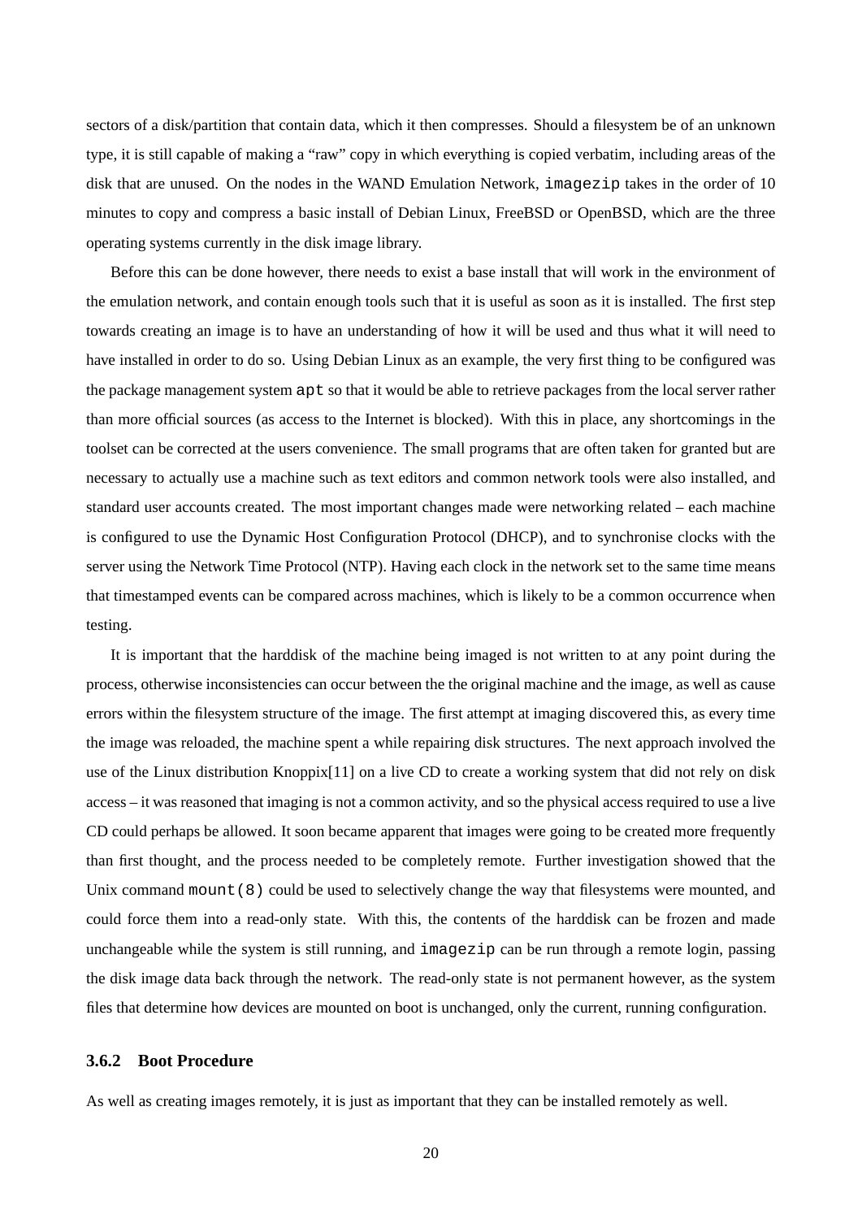sectors of a disk/partition that contain data, which it then compresses. Should a filesystem be of an unknown type, it is still capable of making a "raw" copy in which everything is copied verbatim, including areas of the disk that are unused. On the nodes in the WAND Emulation Network, `imagezip` takes in the order of 10 minutes to copy and compress a basic install of Debian Linux, FreeBSD or OpenBSD, which are the three operating systems currently in the disk image library.

Before this can be done however, there needs to exist a base install that will work in the environment of the emulation network, and contain enough tools such that it is useful as soon as it is installed. The first step towards creating an image is to have an understanding of how it will be used and thus what it will need to have installed in order to do so. Using Debian Linux as an example, the very first thing to be configured was the package management system `apt` so that it would be able to retrieve packages from the local server rather than more official sources (as access to the Internet is blocked). With this in place, any shortcomings in the toolset can be corrected at the users convenience. The small programs that are often taken for granted but are necessary to actually use a machine such as text editors and common network tools were also installed, and standard user accounts created. The most important changes made were networking related – each machine is configured to use the Dynamic Host Configuration Protocol (DHCP), and to synchronise clocks with the server using the Network Time Protocol (NTP). Having each clock in the network set to the same time means that timestamped events can be compared across machines, which is likely to be a common occurrence when testing.

It is important that the harddisk of the machine being imaged is not written to at any point during the process, otherwise inconsistencies can occur between the the original machine and the image, as well as cause errors within the filesystem structure of the image. The first attempt at imaging discovered this, as every time the image was reloaded, the machine spent a while repairing disk structures. The next approach involved the use of the Linux distribution Knoppix[11] on a live CD to create a working system that did not rely on disk access – it was reasoned that imaging is not a common activity, and so the physical access required to use a live CD could perhaps be allowed. It soon became apparent that images were going to be created more frequently than first thought, and the process needed to be completely remote. Further investigation showed that the Unix command `mount(8)` could be used to selectively change the way that filesystems were mounted, and could force them into a read-only state. With this, the contents of the harddisk can be frozen and made unchangeable while the system is still running, and `imagezip` can be run through a remote login, passing the disk image data back through the network. The read-only state is not permanent however, as the system files that determine how devices are mounted on boot is unchanged, only the current, running configuration.

### 3.6.2 Boot Procedure

As well as creating images remotely, it is just as important that they can be installed remotely as well.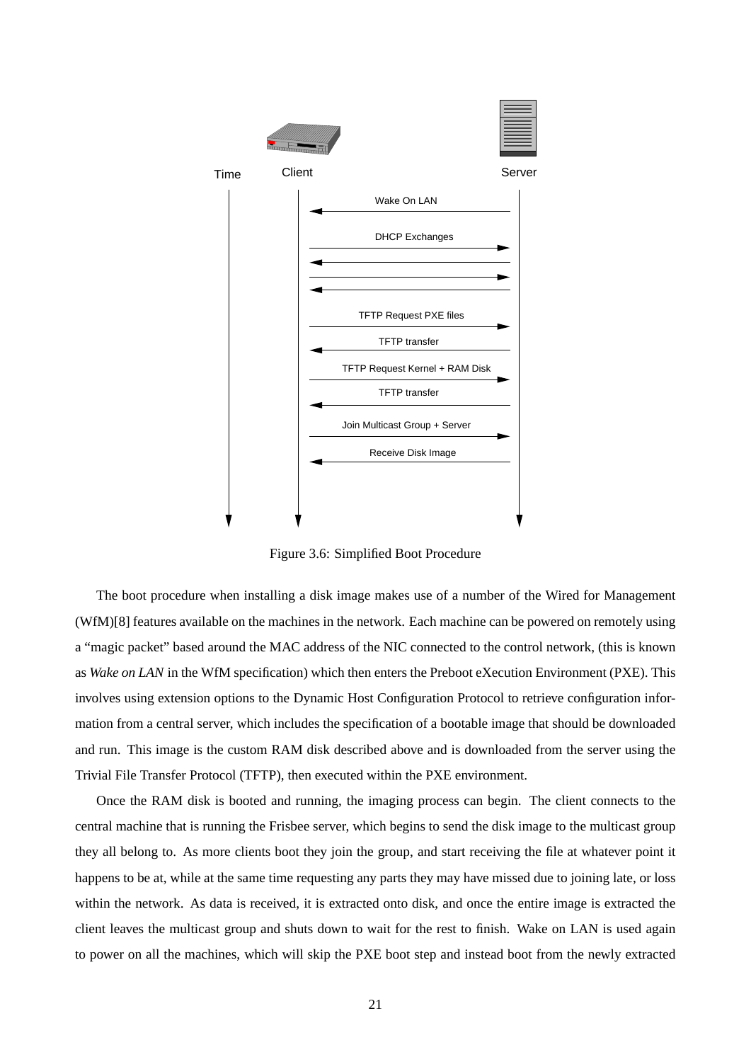Figure 3.6: Simplified Boot Procedure

The boot procedure when installing a disk image makes use of a number of the Wired for Management (WfM)[8] features available on the machines in the network. Each machine can be powered on remotely using a "magic packet" based around the MAC address of the NIC connected to the control network, (this is known as *Wake on LAN* in the WfM specification) which then enters the Preboot eXecution Environment (PXE). This involves using extension options to the Dynamic Host Configuration Protocol to retrieve configuration information from a central server, which includes the specification of a bootable image that should be downloaded and run. This image is the custom RAM disk described above and is downloaded from the server using the Trivial File Transfer Protocol (TFTP), then executed within the PXE environment.

Once the RAM disk is booted and running, the imaging process can begin. The client connects to the central machine that is running the Frisbee server, which begins to send the disk image to the multicast group they all belong to. As more clients boot they join the group, and start receiving the file at whatever point it happens to be at, while at the same time requesting any parts they may have missed due to joining late, or loss within the network. As data is received, it is extracted onto disk, and once the entire image is extracted the client leaves the multicast group and shuts down to wait for the rest to finish. Wake on LAN is used again to power on all the machines, which will skip the PXE boot step and instead boot from the newly extracted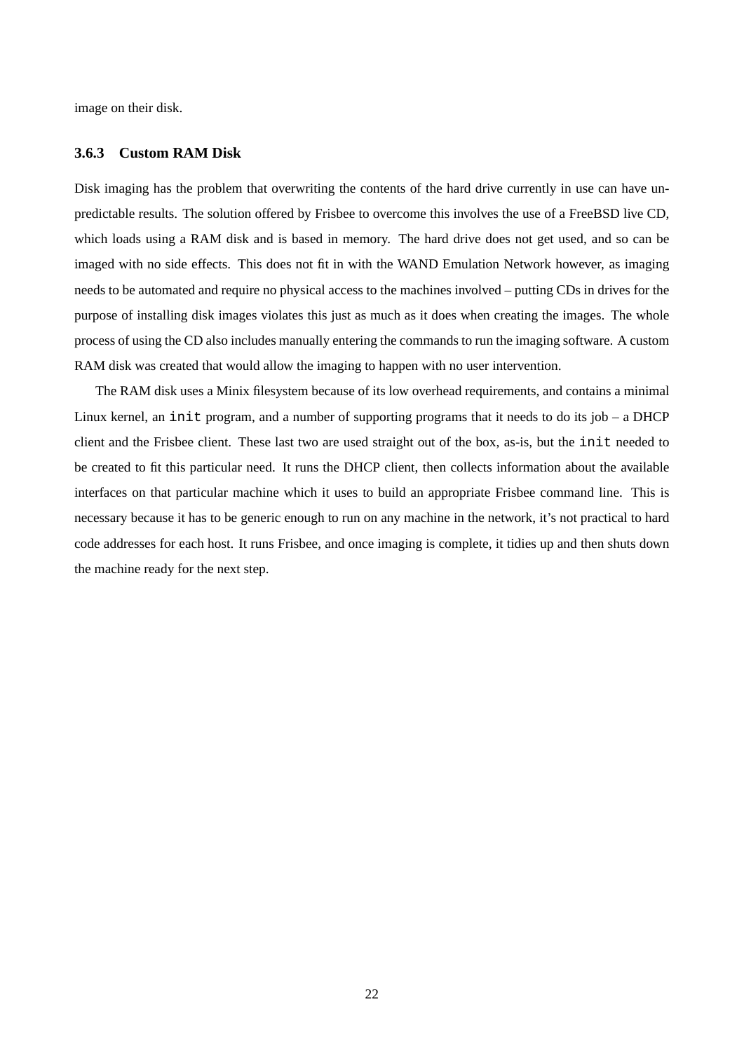image on their disk.

### 3.6.3 Custom RAM Disk

Disk imaging has the problem that overwriting the contents of the hard drive currently in use can have unpredictable results. The solution offered by Frisbee to overcome this involves the use of a FreeBSD live CD, which loads using a RAM disk and is based in memory. The hard drive does not get used, and so can be imaged with no side effects. This does not fit in with the WAND Emulation Network however, as imaging needs to be automated and require no physical access to the machines involved – putting CDs in drives for the purpose of installing disk images violates this just as much as it does when creating the images. The whole process of using the CD also includes manually entering the commands to run the imaging software. A custom RAM disk was created that would allow the imaging to happen with no user intervention.

The RAM disk uses a Minix filesystem because of its low overhead requirements, and contains a minimal Linux kernel, an `init` program, and a number of supporting programs that it needs to do its job – a DHCP client and the Frisbee client. These last two are used straight out of the box, as-is, but the `init` needed to be created to fit this particular need. It runs the DHCP client, then collects information about the available interfaces on that particular machine which it uses to build an appropriate Frisbee command line. This is necessary because it has to be generic enough to run on any machine in the network, it's not practical to hard code addresses for each host. It runs Frisbee, and once imaging is complete, it tidies up and then shuts down the machine ready for the next step.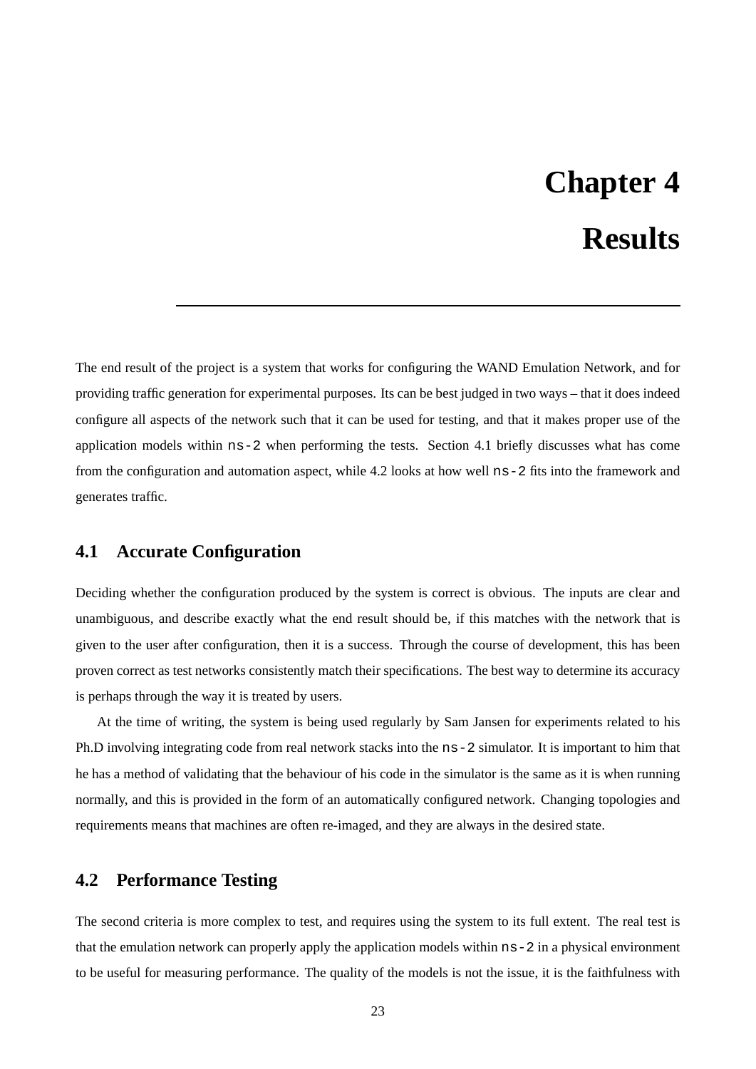# Chapter 4

# Results

The end result of the project is a system that works for configuring the WAND Emulation Network, and for providing traffic generation for experimental purposes. Its can be best judged in two ways – that it does indeed configure all aspects of the network such that it can be used for testing, and that it makes proper use of the application models within `ns-2` when performing the tests. Section 4.1 briefly discusses what has come from the configuration and automation aspect, while 4.2 looks at how well `ns-2` fits into the framework and generates traffic.

## 4.1 Accurate Configuration

Deciding whether the configuration produced by the system is correct is obvious. The inputs are clear and unambiguous, and describe exactly what the end result should be, if this matches with the network that is given to the user after configuration, then it is a success. Through the course of development, this has been proven correct as test networks consistently match their specifications. The best way to determine its accuracy is perhaps through the way it is treated by users.

At the time of writing, the system is being used regularly by Sam Jansen for experiments related to his Ph.D involving integrating code from real network stacks into the `ns-2` simulator. It is important to him that he has a method of validating that the behaviour of his code in the simulator is the same as it is when running normally, and this is provided in the form of an automatically configured network. Changing topologies and requirements means that machines are often re-imaged, and they are always in the desired state.

## 4.2 Performance Testing

The second criteria is more complex to test, and requires using the system to its full extent. The real test is that the emulation network can properly apply the application models within `ns-2` in a physical environment to be useful for measuring performance. The quality of the models is not the issue, it is the faithfulness with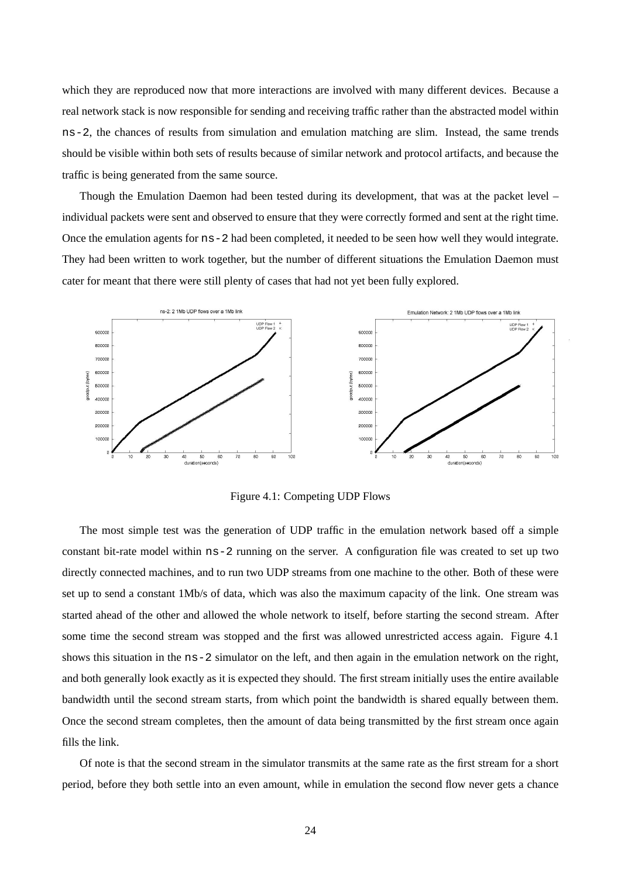which they are reproduced now that more interactions are involved with many different devices. Because a real network stack is now responsible for sending and receiving traffic rather than the abstracted model within ns-2, the chances of results from simulation and emulation matching are slim. Instead, the same trends should be visible within both sets of results because of similar network and protocol artifacts, and because the traffic is being generated from the same source.

Though the Emulation Daemon had been tested during its development, that was at the packet level – individual packets were sent and observed to ensure that they were correctly formed and sent at the right time. Once the emulation agents for ns-2 had been completed, it needed to be seen how well they would integrate. They had been written to work together, but the number of different situations the Emulation Daemon must cater for meant that there were still plenty of cases that had not yet been fully explored.

Figure 4.1: Competing UDP Flows

The most simple test was the generation of UDP traffic in the emulation network based off a simple constant bit-rate model within ns-2 running on the server. A configuration file was created to set up two directly connected machines, and to run two UDP streams from one machine to the other. Both of these were set up to send a constant 1Mb/s of data, which was also the maximum capacity of the link. One stream was started ahead of the other and allowed the whole network to itself, before starting the second stream. After some time the second stream was stopped and the first was allowed unrestricted access again. Figure 4.1 shows this situation in the ns-2 simulator on the left, and then again in the emulation network on the right, and both generally look exactly as it is expected they should. The first stream initially uses the entire available bandwidth until the second stream starts, from which point the bandwidth is shared equally between them. Once the second stream completes, then the amount of data being transmitted by the first stream once again fills the link.

Of note is that the second stream in the simulator transmits at the same rate as the first stream for a short period, before they both settle into an even amount, while in emulation the second flow never gets a chance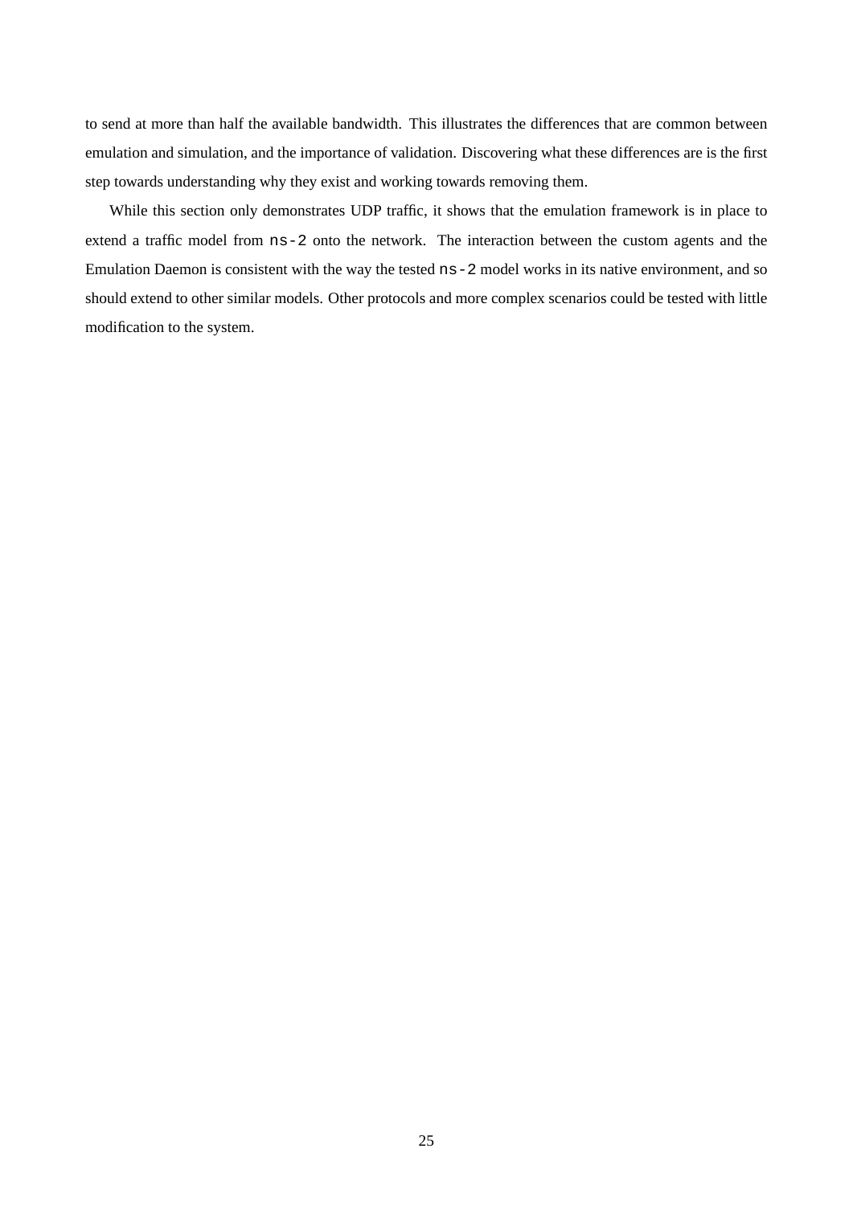to send at more than half the available bandwidth. This illustrates the differences that are common between emulation and simulation, and the importance of validation. Discovering what these differences are is the first step towards understanding why they exist and working towards removing them.

While this section only demonstrates UDP traffic, it shows that the emulation framework is in place to extend a traffic model from `ns-2` onto the network. The interaction between the custom agents and the Emulation Daemon is consistent with the way the tested `ns-2` model works in its native environment, and so should extend to other similar models. Other protocols and more complex scenarios could be tested with little modification to the system.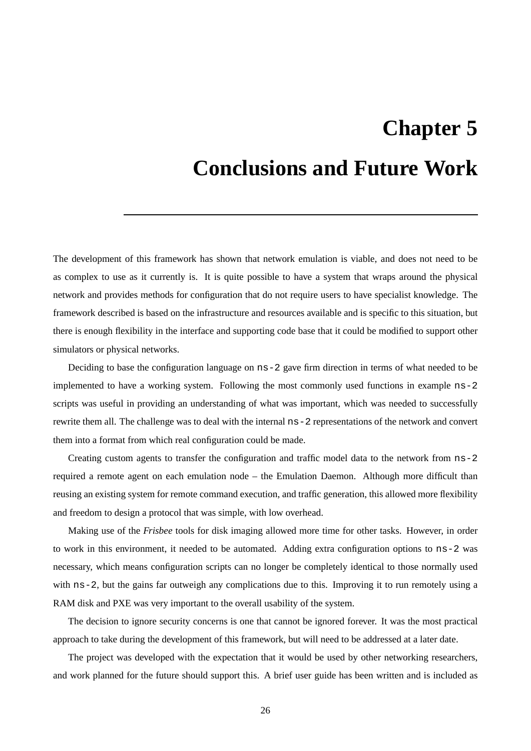# Chapter 5

# Conclusions and Future Work

The development of this framework has shown that network emulation is viable, and does not need to be as complex to use as it currently is. It is quite possible to have a system that wraps around the physical network and provides methods for configuration that do not require users to have specialist knowledge. The framework described is based on the infrastructure and resources available and is specific to this situation, but there is enough flexibility in the interface and supporting code base that it could be modified to support other simulators or physical networks.

Deciding to base the configuration language on `ns-2` gave firm direction in terms of what needed to be implemented to have a working system. Following the most commonly used functions in example `ns-2` scripts was useful in providing an understanding of what was important, which was needed to successfully rewrite them all. The challenge was to deal with the internal `ns-2` representations of the network and convert them into a format from which real configuration could be made.

Creating custom agents to transfer the configuration and traffic model data to the network from `ns-2` required a remote agent on each emulation node – the Emulation Daemon. Although more difficult than reusing an existing system for remote command execution, and traffic generation, this allowed more flexibility and freedom to design a protocol that was simple, with low overhead.

Making use of the *Frisbee* tools for disk imaging allowed more time for other tasks. However, in order to work in this environment, it needed to be automated. Adding extra configuration options to `ns-2` was necessary, which means configuration scripts can no longer be completely identical to those normally used with `ns-2`, but the gains far outweigh any complications due to this. Improving it to run remotely using a RAM disk and PXE was very important to the overall usability of the system.

The decision to ignore security concerns is one that cannot be ignored forever. It was the most practical approach to take during the development of this framework, but will need to be addressed at a later date.

The project was developed with the expectation that it would be used by other networking researchers, and work planned for the future should support this. A brief user guide has been written and is included as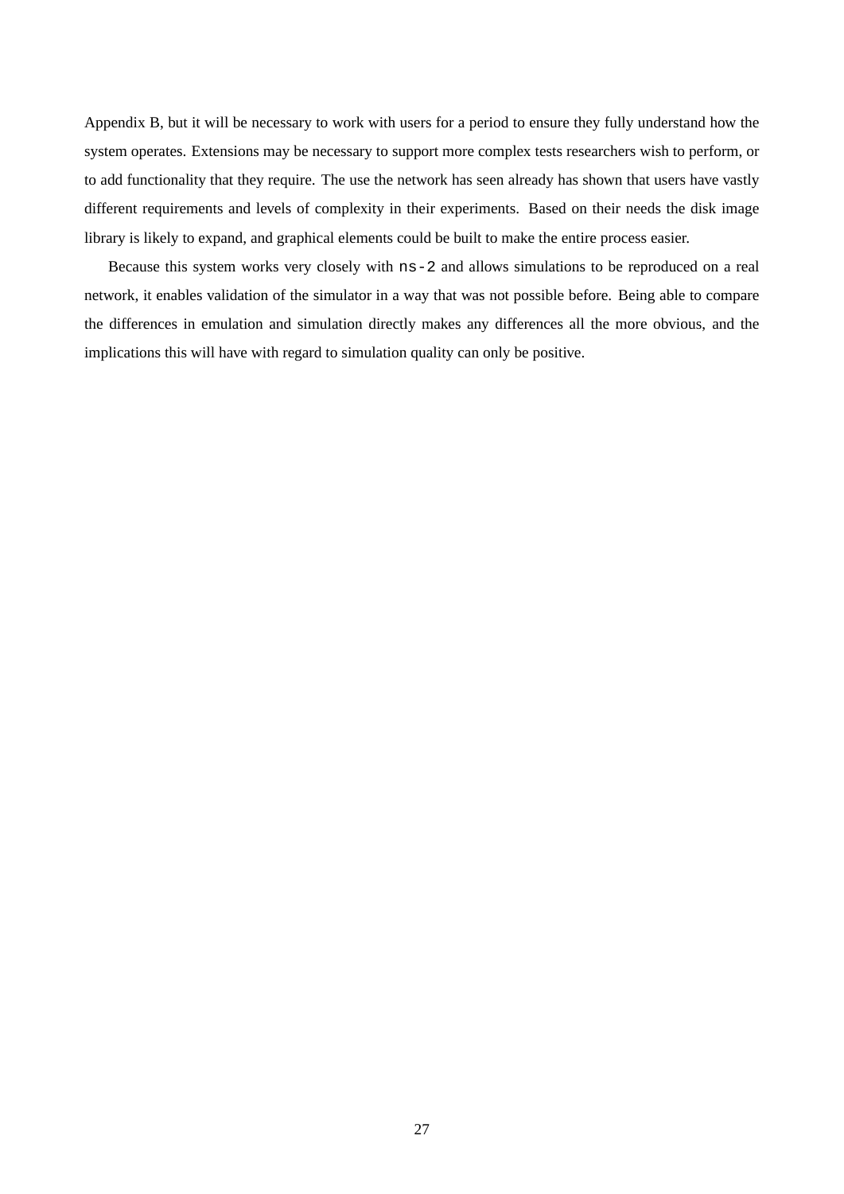Appendix B, but it will be necessary to work with users for a period to ensure they fully understand how the system operates. Extensions may be necessary to support more complex tests researchers wish to perform, or to add functionality that they require. The use the network has seen already has shown that users have vastly different requirements and levels of complexity in their experiments. Based on their needs the disk image library is likely to expand, and graphical elements could be built to make the entire process easier.

Because this system works very closely with `ns-2` and allows simulations to be reproduced on a real network, it enables validation of the simulator in a way that was not possible before. Being able to compare the differences in emulation and simulation directly makes any differences all the more obvious, and the implications this will have with regard to simulation quality can only be positive.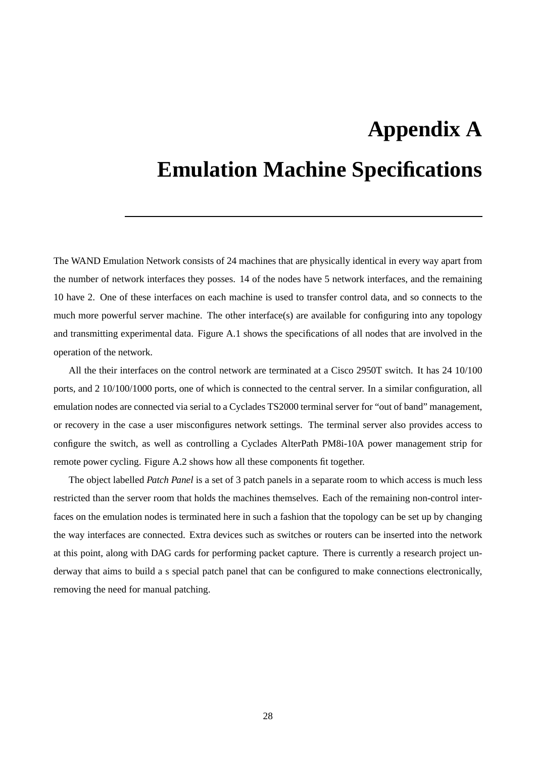# Appendix A

# Emulation Machine Specifications

The WAND Emulation Network consists of 24 machines that are physically identical in every way apart from the number of network interfaces they posses. 14 of the nodes have 5 network interfaces, and the remaining 10 have 2. One of these interfaces on each machine is used to transfer control data, and so connects to the much more powerful server machine. The other interface(s) are available for configuring into any topology and transmitting experimental data. Figure A.1 shows the specifications of all nodes that are involved in the operation of the network.

All the their interfaces on the control network are terminated at a Cisco 2950T switch. It has 24 10/100 ports, and 2 10/100/1000 ports, one of which is connected to the central server. In a similar configuration, all emulation nodes are connected via serial to a Cyclades TS2000 terminal server for "out of band" management, or recovery in the case a user misconfigures network settings. The terminal server also provides access to configure the switch, as well as controlling a Cyclades AlterPath PM8i-10A power management strip for remote power cycling. Figure A.2 shows how all these components fit together.

The object labelled *Patch Panel* is a set of 3 patch panels in a separate room to which access is much less restricted than the server room that holds the machines themselves. Each of the remaining non-control interfaces on the emulation nodes is terminated here in such a fashion that the topology can be set up by changing the way interfaces are connected. Extra devices such as switches or routers can be inserted into the network at this point, along with DAG cards for performing packet capture. There is currently a research project underway that aims to build a s special patch panel that can be configured to make connections electronically, removing the need for manual patching.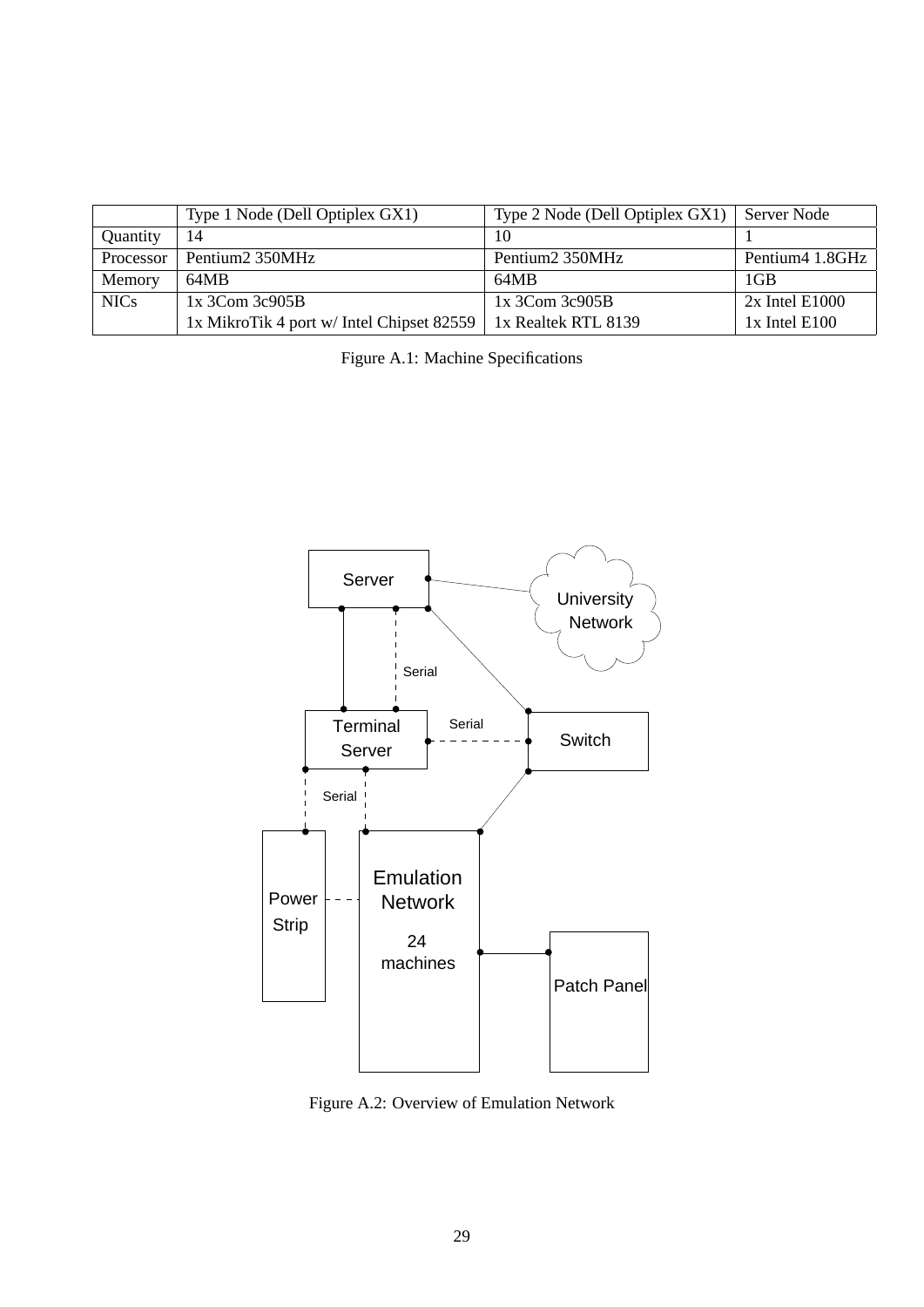| | Type 1 Node (Dell Optiplex GX1) | Type 2 Node (Dell Optiplex GX1) | Server Node |
|---|---|---|---|
| Quantity | 14 | 10 | 1 |
| Processor | Pentium2 350MHz | Pentium2 350MHz | Pentium4 1.8GHz |
| Memory | 64MB | 64MB | 1GB |
| NICs | 1x 3Com 3c905B<br>1x MikroTik 4 port w/ Intel Chipset 82559 | 1x 3Com 3c905B<br>1x Realtek RTL 8139 | 2x Intel E1000<br>1x Intel E100 |

Figure A.1: Machine Specifications

Figure A.2: Overview of Emulation Network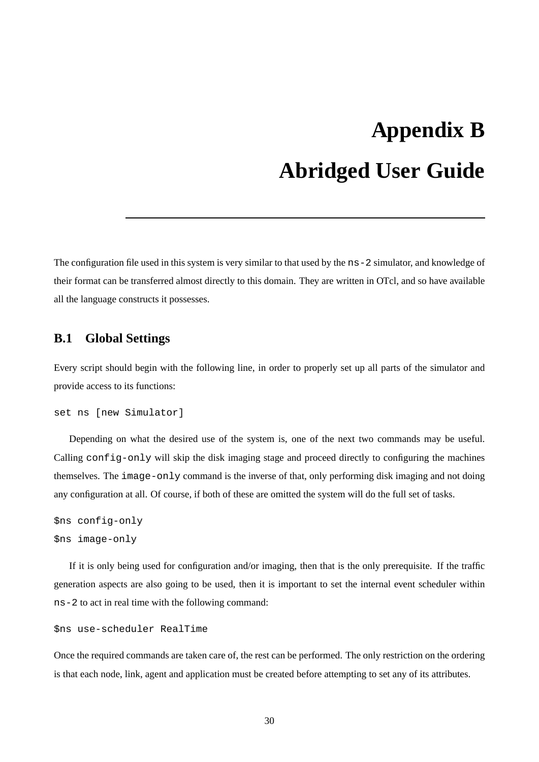# Appendix B

# Abridged User Guide

The configuration file used in this system is very similar to that used by the `ns-2` simulator, and knowledge of their format can be transferred almost directly to this domain. They are written in OTcl, and so have available all the language constructs it possesses.

## B.1 Global Settings

Every script should begin with the following line, in order to properly set up all parts of the simulator and provide access to its functions:

```
set ns [new Simulator]
```

Depending on what the desired use of the system is, one of the next two commands may be useful. Calling `config-only` will skip the disk imaging stage and proceed directly to configuring the machines themselves. The `image-only` command is the inverse of that, only performing disk imaging and not doing any configuration at all. Of course, if both of these are omitted the system will do the full set of tasks.

```
$ns config-only
$ns image-only
```

If it is only being used for configuration and/or imaging, then that is the only prerequisite. If the traffic generation aspects are also going to be used, then it is important to set the internal event scheduler within `ns-2` to act in real time with the following command:

```
$ns use-scheduler RealTime
```

Once the required commands are taken care of, the rest can be performed. The only restriction on the ordering is that each node, link, agent and application must be created before attempting to set any of its attributes.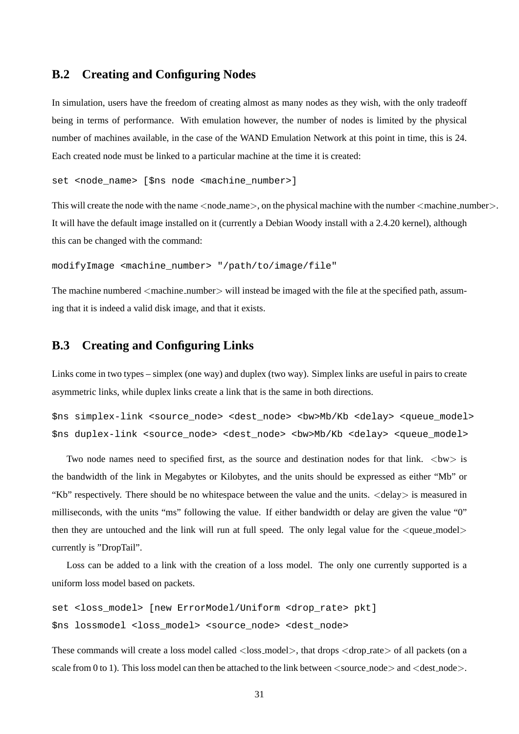## B.2 Creating and Configuring Nodes

In simulation, users have the freedom of creating almost as many nodes as they wish, with the only tradeoff being in terms of performance. With emulation however, the number of nodes is limited by the physical number of machines available, in the case of the WAND Emulation Network at this point in time, this is 24. Each created node must be linked to a particular machine at the time it is created:

```
set <node_name> [$ns node <machine_number>]
```

This will create the node with the name <node_name>, on the physical machine with the number <machine_number>. It will have the default image installed on it (currently a Debian Woody install with a 2.4.20 kernel), although this can be changed with the command:

```
modifyImage <machine_number> "/path/to/image/file"
```

The machine numbered <machine_number> will instead be imaged with the file at the specified path, assuming that it is indeed a valid disk image, and that it exists.

## B.3 Creating and Configuring Links

Links come in two types – simplex (one way) and duplex (two way). Simplex links are useful in pairs to create asymmetric links, while duplex links create a link that is the same in both directions.

```
$ns simplex-link <source_node> <dest_node> <bw>Mb/Kb <delay> <queue_model>
$ns duplex-link <source_node> <dest_node> <bw>Mb/Kb <delay> <queue_model>
```

Two node names need to specified first, as the source and destination nodes for that link. <bw> is the bandwidth of the link in Megabytes or Kilobytes, and the units should be expressed as either "Mb" or "Kb" respectively. There should be no whitespace between the value and the units. <delay> is measured in milliseconds, with the units "ms" following the value. If either bandwidth or delay are given the value "0" then they are untouched and the link will run at full speed. The only legal value for the <queue_model> currently is "DropTail".

Loss can be added to a link with the creation of a loss model. The only one currently supported is a uniform loss model based on packets.

```
set <loss_model> [new ErrorModel/Uniform <drop_rate> pkt]
$ns lossmodel <loss_model> <source_node> <dest_node>
```

These commands will create a loss model called <loss_model>, that drops <drop_rate> of all packets (on a scale from 0 to 1). This loss model can then be attached to the link between <source_node> and <dest_node>.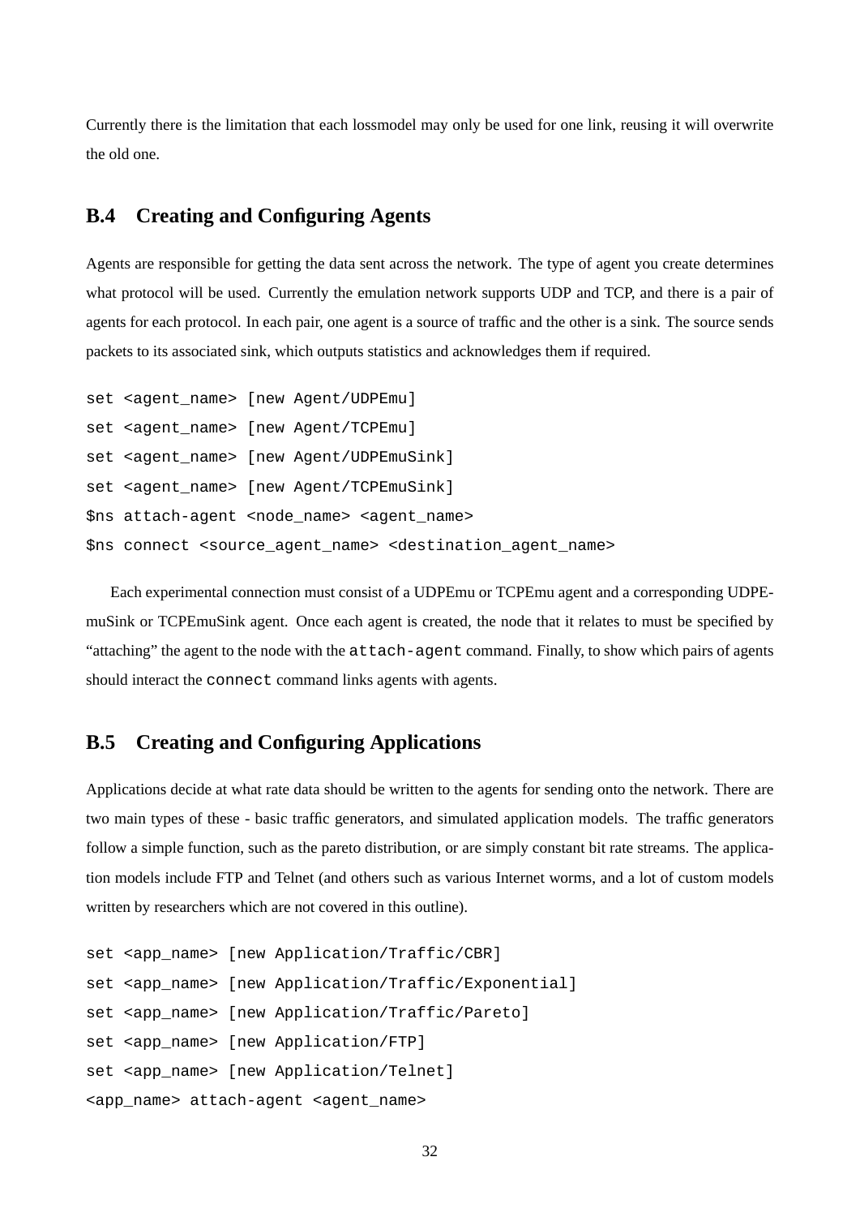Currently there is the limitation that each lossmodel may only be used for one link, reusing it will overwrite the old one.

## B.4 Creating and Configuring Agents

Agents are responsible for getting the data sent across the network. The type of agent you create determines what protocol will be used. Currently the emulation network supports UDP and TCP, and there is a pair of agents for each protocol. In each pair, one agent is a source of traffic and the other is a sink. The source sends packets to its associated sink, which outputs statistics and acknowledges them if required.

```
set <agent_name> [new Agent/UDPEmu]
set <agent_name> [new Agent/TCPEmu]
set <agent_name> [new Agent/UDPEmuSink]
set <agent_name> [new Agent/TCPEmuSink]
$ns attach-agent <node_name> <agent_name>
$ns connect <source_agent_name> <destination_agent_name>
```

Each experimental connection must consist of a UDPEmu or TCPEmu agent and a corresponding UDPEmuSink or TCPEmuSink agent. Once each agent is created, the node that it relates to must be specified by "attaching" the agent to the node with the `attach-agent` command. Finally, to show which pairs of agents should interact the `connect` command links agents with agents.

## B.5 Creating and Configuring Applications

Applications decide at what rate data should be written to the agents for sending onto the network. There are two main types of these - basic traffic generators, and simulated application models. The traffic generators follow a simple function, such as the pareto distribution, or are simply constant bit rate streams. The application models include FTP and Telnet (and others such as various Internet worms, and a lot of custom models written by researchers which are not covered in this outline).

```
set <app_name> [new Application/Traffic/CBR]
set <app_name> [new Application/Traffic/Exponential]
set <app_name> [new Application/Traffic/Pareto]
set <app_name> [new Application/FTP]
set <app_name> [new Application/Telnet]
<app_name> attach-agent <agent_name>
```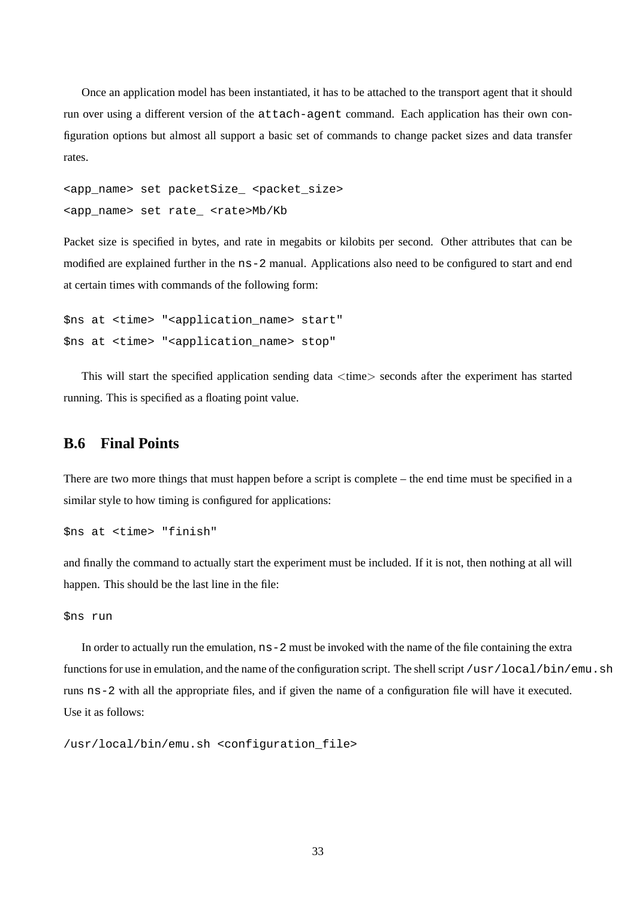Once an application model has been instantiated, it has to be attached to the transport agent that it should run over using a different version of the `attach-agent` command. Each application has their own configuration options but almost all support a basic set of commands to change packet sizes and data transfer rates.

```
<app_name> set packetSize_ <packet_size>
<app_name> set rate_ <rate>Mb/Kb
```

Packet size is specified in bytes, and rate in megabits or kilobits per second. Other attributes that can be modified are explained further in the `ns-2` manual. Applications also need to be configured to start and end at certain times with commands of the following form:

```
$ns at <time> "<application_name> start"
$ns at <time> "<application_name> stop"
```

This will start the specified application sending data <time> seconds after the experiment has started running. This is specified as a floating point value.

## B.6 Final Points

There are two more things that must happen before a script is complete – the end time must be specified in a similar style to how timing is configured for applications:

```
$ns at <time> "finish"
```

and finally the command to actually start the experiment must be included. If it is not, then nothing at all will happen. This should be the last line in the file:

```
$ns run
```

In order to actually run the emulation, `ns-2` must be invoked with the name of the file containing the extra functions for use in emulation, and the name of the configuration script. The shell script `/usr/local/bin/emu.sh` runs `ns-2` with all the appropriate files, and if given the name of a configuration file will have it executed. Use it as follows:

```
/usr/local/bin/emu.sh <configuration_file>
```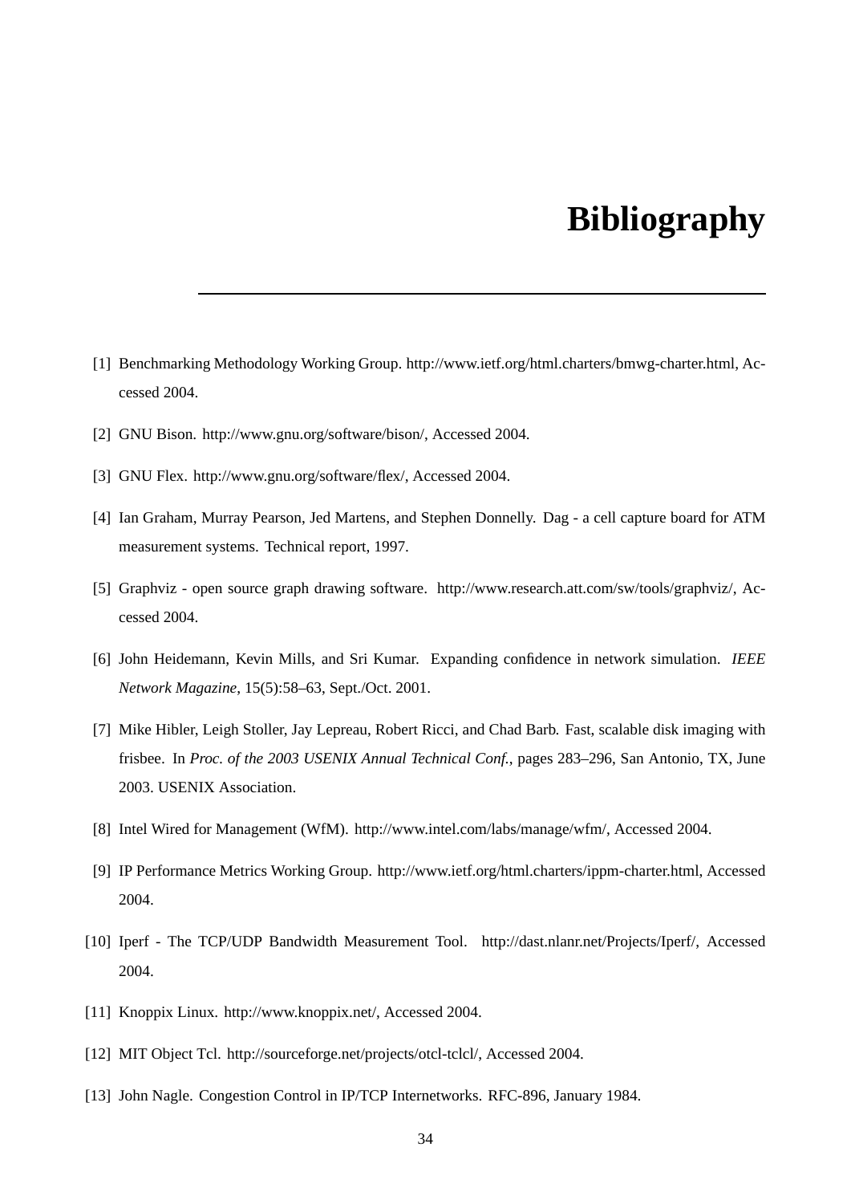# Bibliography

[1] Benchmarking Methodology Working Group. http://www.ietf.org/html.charters/bmwg-charter.html, Accessed 2004.

[2] GNU Bison. http://www.gnu.org/software/bison/, Accessed 2004.

[3] GNU Flex. http://www.gnu.org/software/flex/, Accessed 2004.

[4] Ian Graham, Murray Pearson, Jed Martens, and Stephen Donnelly. Dag - a cell capture board for ATM measurement systems. Technical report, 1997.

[5] Graphviz - open source graph drawing software. http://www.research.att.com/sw/tools/graphviz/, Accessed 2004.

[6] John Heidemann, Kevin Mills, and Sri Kumar. Expanding confidence in network simulation. *IEEE Network Magazine*, 15(5):58–63, Sept./Oct. 2001.

[7] Mike Hibler, Leigh Stoller, Jay Lepreau, Robert Ricci, and Chad Barb. Fast, scalable disk imaging with frisbee. In *Proc. of the 2003 USENIX Annual Technical Conf.*, pages 283–296, San Antonio, TX, June 2003. USENIX Association.

[8] Intel Wired for Management (WfM). http://www.intel.com/labs/manage/wfm/, Accessed 2004.

[9] IP Performance Metrics Working Group. http://www.ietf.org/html.charters/ippm-charter.html, Accessed 2004.

[10] Iperf - The TCP/UDP Bandwidth Measurement Tool. http://dast.nlanr.net/Projects/Iperf/, Accessed 2004.

[11] Knoppix Linux. http://www.knoppix.net/, Accessed 2004.

[12] MIT Object Tcl. http://sourceforge.net/projects/otcl-tclcl/, Accessed 2004.

[13] John Nagle. Congestion Control in IP/TCP Internetworks. RFC-896, January 1984.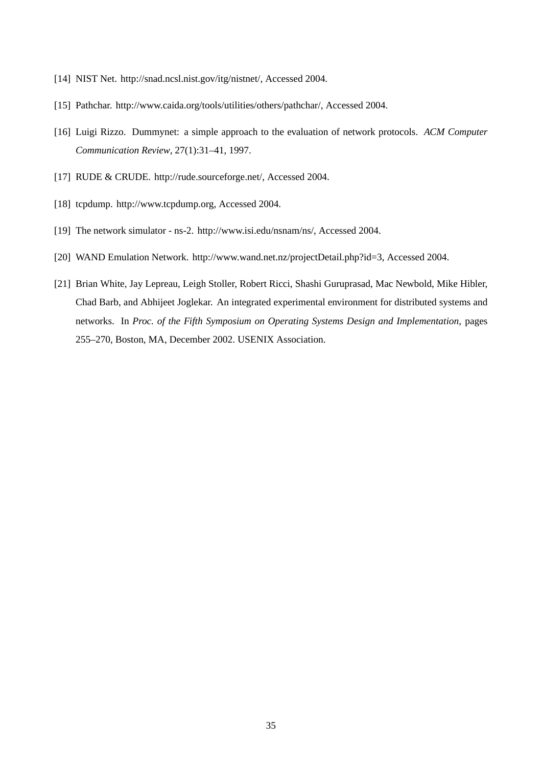[14] NIST Net. http://snad.ncsl.nist.gov/itg/nistnet/, Accessed 2004.

[15] Pathchar. http://www.caida.org/tools/utilities/others/pathchar/, Accessed 2004.

[16] Luigi Rizzo. Dummynet: a simple approach to the evaluation of network protocols. *ACM Computer Communication Review*, 27(1):31–41, 1997.

[17] RUDE & CRUDE. http://rude.sourceforge.net/, Accessed 2004.

[18] tcpdump. http://www.tcpdump.org, Accessed 2004.

[19] The network simulator - ns-2. http://www.isi.edu/nsnam/ns/, Accessed 2004.

[20] WAND Emulation Network. http://www.wand.net.nz/projectDetail.php?id=3, Accessed 2004.

[21] Brian White, Jay Lepreau, Leigh Stoller, Robert Ricci, Shashi Guruprasad, Mac Newbold, Mike Hibler, Chad Barb, and Abhijeet Joglekar. An integrated experimental environment for distributed systems and networks. In *Proc. of the Fifth Symposium on Operating Systems Design and Implementation*, pages 255–270, Boston, MA, December 2002. USENIX Association.